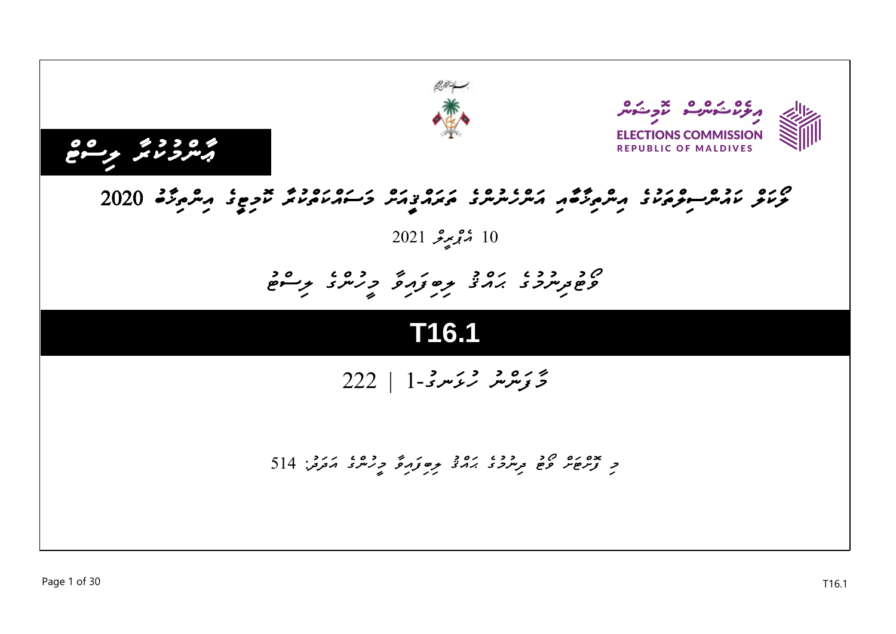ELECTIONS COMMISSION
REPUBLIC OF MALDIVES

އިންތިޚާބާއި ނަތީޖާ

# ލޯކަލް ކައުންސިލްތަކުގެ އިންތިޚާބާއި އަންހެނުންގެ ތަރައްޤީއަށް މަސައްކަތްކުރާ ކޮމިޓީގެ އިންތިޚާބު 2020

10 އޭޕްރިލް 2021

ވޯޓުދިނުމުގެ ނައްޤު ލިބިފައިވާ މީހުންގެ ލިސްޓު

# T16.1

ގާފަރުން ހުޅަނގު-1 | 222

މި ފޯރމުގައި ވޯޓު ދިނުމުގެ ޙައްޤު ލިބިފައިވާ މީހުންގެ އަދަދު: 514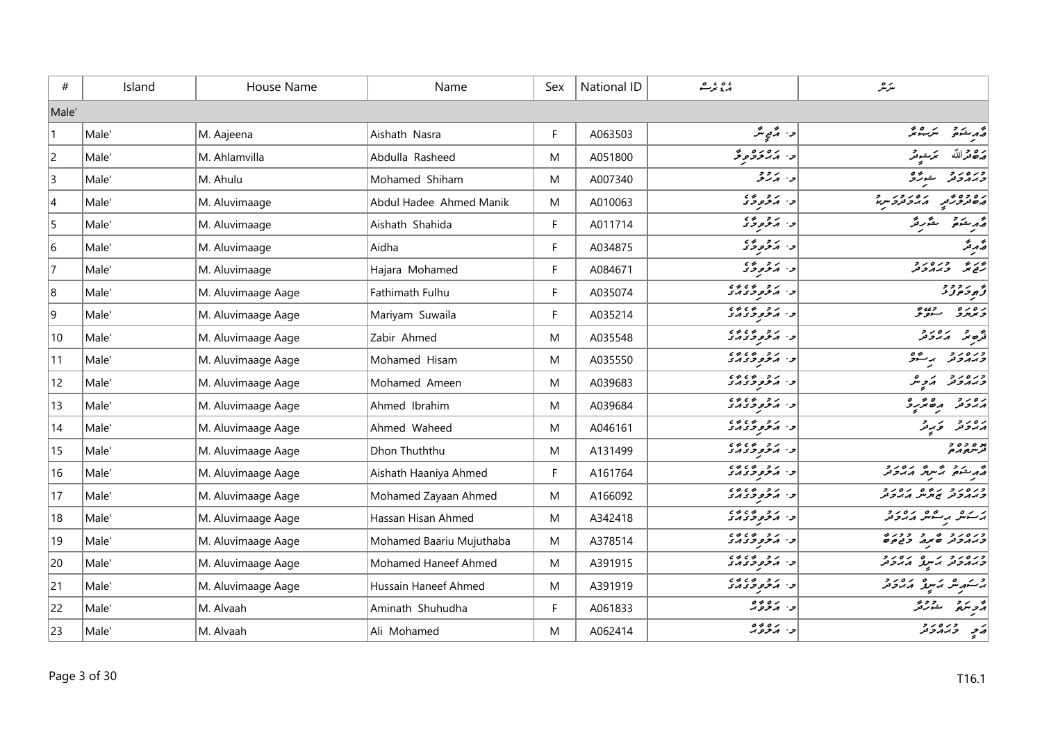| # | Island | House Name | Name | Sex | National ID | އެޑްރެސް | ނަން |
|---|---|---|---|---|---|---|---|
| Male' | | | | | | | |
| 1 | Male' | M. Aajeena | Aishath Nasra | F | A063503 | މ. އާޖީނާ | އާއިޝަތު ނަސްރާ |
| 2 | Male' | M. Ahlamvilla | Abdulla Rasheed | M | A051800 | މ. އަހްލަމްވިލާ | އަބްދުﷲ ރަޝީދު |
| 3 | Male' | M. Ahulu | Mohamed Shiham | M | A007340 | މ. އަހުލު | މުޙައްމަދު ޝިހާމް |
| 4 | Male' | M. Aluvimaage | Abdul Hadee Ahmed Manik | M | A010063 | މ. އަލުވިމާގެ | އަބްދުލްހާދީ އަޙްމަދުމަނިކު |
| 5 | Male' | M. Aluvimaage | Aishath Shahida | F | A011714 | މ. އަލުވިމާގެ | އާއިޝަތު ޝާހިދާ |
| 6 | Male' | M. Aluvimaage | Aidha | F | A034875 | މ. އަލުވިމާގެ | ޢާއިދާ |
| 7 | Male' | M. Aluvimaage | Hajara Mohamed | F | A084671 | މ. އަލުވިމާގެ | ހާޖަރާ މުޙައްމަދު |
| 8 | Male' | M. Aluvimaage Aage | Fathimath Fulhu | F | A035074 | މ. އަލުވިމާގެއާގެ | ފާތިމަތުފުޅު |
| 9 | Male' | M. Aluvimaage Aage | Mariyam Suwaila | F | A035214 | މ. އަލުވިމާގެއާގެ | މަރިޔަމް ސުވައިލާ |
| 10 | Male' | M. Aluvimaage Aage | Zabir Ahmed | M | A035548 | މ. އަލުވިމާގެއާގެ | ޒާބިރު އަޙްމަދު |
| 11 | Male' | M. Aluvimaage Aage | Mohamed Hisam | M | A035550 | މ. އަލުވިމާގެއާގެ | މުޙައްމަދު ހިސާމް |
| 12 | Male' | M. Aluvimaage Aage | Mohamed Ameen | M | A039683 | މ. އަލުވިމާގެއާގެ | މުޙައްމަދު އަމީން |
| 13 | Male' | M. Aluvimaage Aage | Ahmed Ibrahim | M | A039684 | މ. އަލުވިމާގެއާގެ | އަޙްމަދު އިބްރާހީމް |
| 14 | Male' | M. Aluvimaage Aage | Ahmed Waheed | M | A046161 | މ. އަލުވިމާގެއާގެ | އަޙްމަދު ވަޙީދު |
| 15 | Male' | M. Aluvimaage Aage | Dhon Thuththu | M | A131499 | މ. އަލުވިމާގެއާގެ | ދޮންތުއްތު |
| 16 | Male' | M. Aluvimaage Aage | Aishath Haaniya Ahmed | F | A161764 | މ. އަލުވިމާގެއާގެ | އާއިޝަތު ހާނިޔާ އަޙްމަދު |
| 17 | Male' | M. Aluvimaage Aage | Mohamed Zayaan Ahmed | M | A166092 | މ. އަލުވިމާގެއާގެ | މުޙައްމަދު ޒަޔާން އަޙްމަދު |
| 18 | Male' | M. Aluvimaage Aage | Hassan Hisan Ahmed | M | A342418 | މ. އަލުވިމާގެއާގެ | ޙަސަން ހިސާން އަޙްމަދު |
| 19 | Male' | M. Aluvimaage Aage | Mohamed Baariu Mujuthaba | M | A378514 | މ. އަލުވިމާގެއާގެ | މުޙައްމަދު ބާރިޢު މުޖުތަބާ |
| 20 | Male' | M. Aluvimaage Aage | Mohamed Haneef Ahmed | M | A391915 | މ. އަލުވިމާގެއާގެ | މުޙައްމަދު ޙަނީފް އަޙްމަދު |
| 21 | Male' | M. Aluvimaage Aage | Hussain Haneef Ahmed | M | A391919 | މ. އަލުވިމާގެއާގެ | ޙުސައިން ޙަނީފް އަޙްމަދު |
| 22 | Male' | M. Alvaah | Aminath Shuhudha | F | A061833 | މ. އަލްވާހް | އާމިނަތު ޝުހުދާ |
| 23 | Male' | M. Alvaah | Ali Mohamed | M | A062414 | މ. އަލްވާހް | އަލި މުޙައްމަދު |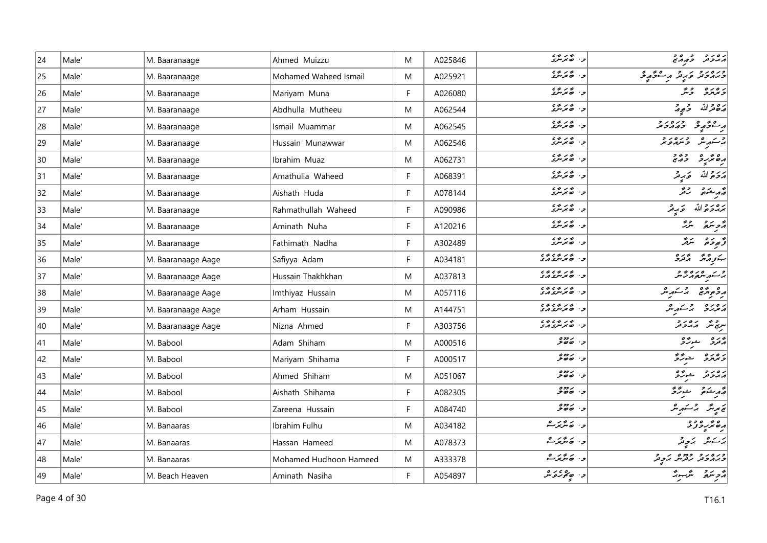| 24 | Male' | M. Baaranaage | Ahmed Muizzu | M | A025846 | މ. ބާރަނާގެ | އަޙްމަދު މުޢިއްޒު |
|---|---|---|---|---|---|---|---|
| 25 | Male' | M. Baaranaage | Mohamed Waheed Ismail | M | A025921 | މ. ބާރަނާގެ | މުޙައްމަދު ވަޙީދު އިސްމާޢީލް |
| 26 | Male' | M. Baaranaage | Mariyam Muna | F | A026080 | މ. ބާރަނާގެ | މަރިޔަމް މުނާ |
| 27 | Male' | M. Baaranaage | Abdhulla Mutheeu | M | A062544 | މ. ބާރަނާގެ | ޢަބްދުﷲ މުތީޢު |
| 28 | Male' | M. Baaranaage | Ismail Muammar | M | A062545 | މ. ބާރަނާގެ | އިސްމާޢީލް މުޢައްމަރު |
| 29 | Male' | M. Baaranaage | Hussain Munawwar | M | A062546 | މ. ބާރަނާގެ | ޙުސައިން މުނައްވަރު |
| 30 | Male' | M. Baaranaage | Ibrahim Muaz | M | A062731 | މ. ބާރަނާގެ | އިބްރާހީމް މުޢާޛު |
| 31 | Male' | M. Baaranaage | Amathulla Waheed | F | A068391 | މ. ބާރަނާގެ | އަމަތުﷲ ވަޙީދު |
| 32 | Male' | M. Baaranaage | Aishath Huda | F | A078144 | މ. ބާރަނާގެ | ޢާއިޝަތު ހުދާ |
| 33 | Male' | M. Baaranaage | Rahmathullah Waheed | F | A090986 | މ. ބާރަނާގެ | ރަޙްމަތުﷲ ވަޙީދު |
| 34 | Male' | M. Baaranaage | Aminath Nuha | F | A120216 | މ. ބާރަނާގެ | އާމިނަތު ނުހާ |
| 35 | Male' | M. Baaranaage | Fathimath Nadha | F | A302489 | މ. ބާރަނާގެ | ފާތިމަތު ނަދާ |
| 36 | Male' | M. Baaranaage Aage | Safiyya Adam | F | A034181 | މ. ބާރަނާގެއާގެ | ޞަފިއްޔާ އާދަމް |
| 37 | Male' | M. Baaranaage Aage | Hussain Thakhkhan | M | A037813 | މ. ބާރަނާގެއާގެ | ޙުސައިންތައްޚާން |
| 38 | Male' | M. Baaranaage Aage | Imthiyaz Hussain | M | A057116 | މ. ބާރަނާގެއާގެ | އިމްތިޔާޒު ޙުސައިން |
| 39 | Male' | M. Baaranaage Aage | Arham Hussain | M | A144751 | މ. ބާރަނާގެއާގެ | އަރުހަމް ޙުސައިން |
| 40 | Male' | M. Baaranaage Aage | Nizna Ahmed | F | A303756 | މ. ބާރަނާގެއާގެ | ނިޒްނާ އަޙްމަދު |
| 41 | Male' | M. Babool | Adam Shiham | M | A000516 | މ. ބަބޫލް | އާދަމް ޝިހާމް |
| 42 | Male' | M. Babool | Mariyam Shihama | F | A000517 | މ. ބަބޫލް | މަރިޔަމް ޝިހާމާ |
| 43 | Male' | M. Babool | Ahmed Shiham | M | A051067 | މ. ބަބޫލް | އަޙްމަދު ޝިހާމް |
| 44 | Male' | M. Babool | Aishath Shihama | F | A082305 | މ. ބަބޫލް | ޢާއިޝަތު ޝިހާމާ |
| 45 | Male' | M. Babool | Zareena Hussain | F | A084740 | މ. ބަބޫލް | ޒަރީނާ ޙުސައިން |
| 46 | Male' | M. Banaaras | Ibrahim Fulhu | M | A034182 | މ. ބަނާރަސް | އިބްރާހީމްފުޅު |
| 47 | Male' | M. Banaaras | Hassan Hameed | M | A078373 | މ. ބަނާރަސް | ޙަސަން ޙަމީދު |
| 48 | Male' | M. Banaaras | Mohamed Hudhoon Hameed | M | A333378 | މ. ބަނާރަސް | މުޙައްމަދު ހުދޫން ހަމީދު |
| 49 | Male' | M. Beach Heaven | Aminath Nasiha | F | A054897 | މ. ބީޗްހެވަން | އާމިނަތު ނާޞިޙާ |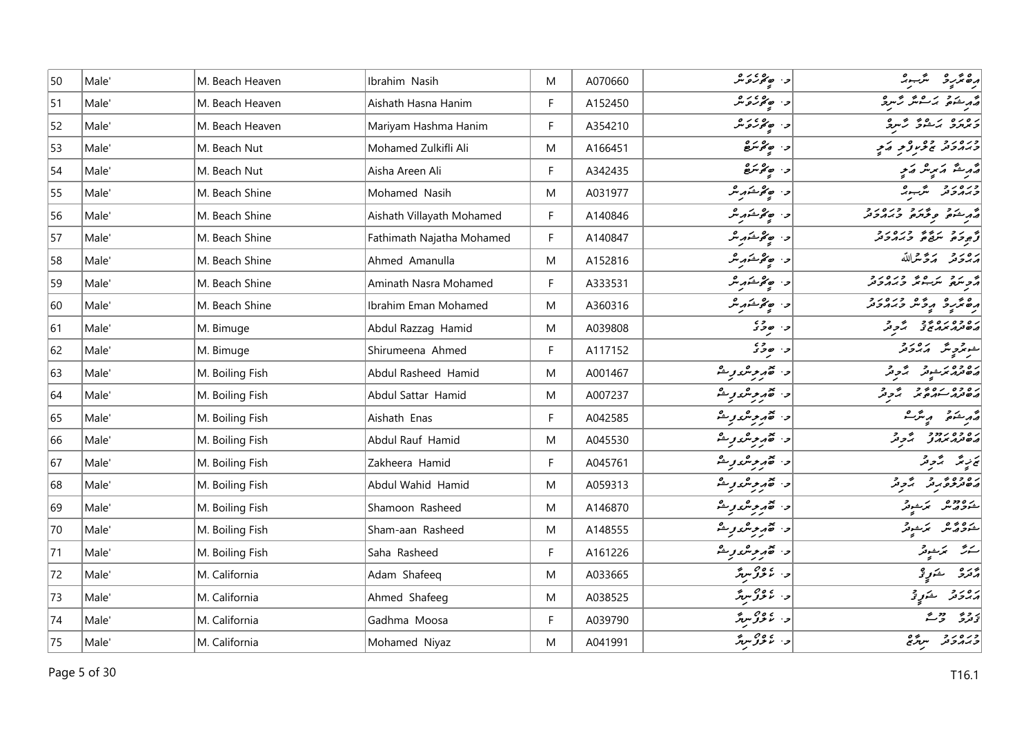| 50 | Male' | M. Beach Heaven | Ibrahim Nasih | M | A070660 | މ. ބީޗްހެވަން | އިބްރާހީމް ނާސިހް |
|---|---|---|---|---|---|---|---|
| 51 | Male' | M. Beach Heaven | Aishath Hasna Hanim | F | A152450 | މ. ބީޗްހެވަން | އައިޝަތު ހަސްނާ ހާނިމް |
| 52 | Male' | M. Beach Heaven | Mariyam Hashma Hanim | F | A354210 | މ. ބީޗްހެވަން | މަރިޔަމް ހަޝްމާ ހާނިމް |
| 53 | Male' | M. Beach Nut | Mohamed Zulkifli Ali | M | A166451 | މ. ބީޗްނަޓް | މުޙައްމަދު ޒުލްކިފްލީ ޢަލީ |
| 54 | Male' | M. Beach Nut | Aisha Areen Ali | F | A342435 | މ. ބީޗްނަޓް | އާއިޝާ އަރީން ޢަލީ |
| 55 | Male' | M. Beach Shine | Mohamed Nasih | M | A031977 | މ. ބީޗްޝައިން | މުޙައްމަދު ނާސިހް |
| 56 | Male' | M. Beach Shine | Aishath Villayath Mohamed | F | A140846 | މ. ބީޗްޝައިން | އައިޝަތު ވިލާޔަތު މުޙައްމަދު |
| 57 | Male' | M. Beach Shine | Fathimath Najatha Mohamed | F | A140847 | މ. ބީޗްޝައިން | ފާތިމަތު ނަޖާތާ މުޙައްމަދު |
| 58 | Male' | M. Beach Shine | Ahmed Amanulla | M | A152816 | މ. ބީޗްޝައިން | އަޙްމަދު އަމާނުﷲ |
| 59 | Male' | M. Beach Shine | Aminath Nasra Mohamed | F | A333531 | މ. ބީޗްޝައިން | އާމިނަތު ނަސްރާ މުޙައްމަދު |
| 60 | Male' | M. Beach Shine | Ibrahim Eman Mohamed | M | A360316 | މ. ބީޗްޝައިން | އިބްރާހީމް އީމާން މުޙައްމަދު |
| 61 | Male' | M. Bimuge | Abdul Razzag Hamid | M | A039808 | މ. ބިމުގެ | އަބްދުއްރައްޒާގު ހާމިދު |
| 62 | Male' | M. Bimuge | Shirumeena Ahmed | F | A117152 | މ. ބިމުގެ | ޝިރުމީނާ އަޙްމަދު |
| 63 | Male' | M. Boiling Fish | Abdul Rasheed Hamid | M | A001467 | މ. ބޮއިލިންގފިޝް | އަބްދުއްރަޝީދު ހާމިދު |
| 64 | Male' | M. Boiling Fish | Abdul Sattar Hamid | M | A007237 | މ. ބޮއިލިންގފިޝް | އަބްދުއްސައްތާރު ހާމިދު |
| 65 | Male' | M. Boiling Fish | Aishath Enas | F | A042585 | މ. ބޮއިލިންގފިޝް | އައިޝަތު އީނާސް |
| 66 | Male' | M. Boiling Fish | Abdul Rauf Hamid | M | A045530 | މ. ބޮއިލިންގފިޝް | އަބްދުއްރަޢޫފު ހާމިދު |
| 67 | Male' | M. Boiling Fish | Zakheera Hamid | F | A045761 | މ. ބޮއިލިންގފިޝް | ޒަކީރާ ހާމިދު |
| 68 | Male' | M. Boiling Fish | Abdul Wahid Hamid | M | A059313 | މ. ބޮއިލިންގފިޝް | އަބްދުލްވާހިދު ހާމިދު |
| 69 | Male' | M. Boiling Fish | Shamoon Rasheed | M | A146870 | މ. ބޮއިލިންގފިޝް | ޝަމްޢޫން ރަޝީދު |
| 70 | Male' | M. Boiling Fish | Sham-aan Rasheed | M | A148555 | މ. ބޮއިލިންގފިޝް | ޝަމްޢާން ރަޝީދު |
| 71 | Male' | M. Boiling Fish | Saha Rasheed | F | A161226 | މ. ބޮއިލިންގފިޝް | ސަހާ ރަޝީދު |
| 72 | Male' | M. California | Adam Shafeeq | M | A033665 | މ. ކެލިފޯނިއާ | އާދަމް ޝަފީޤު |
| 73 | Male' | M. California | Ahmed Shafeeg | M | A038525 | މ. ކެލިފޯނިއާ | އަޙްމަދު ޝަފީގު |
| 74 | Male' | M. California | Gadhma Moosa | F | A039790 | މ. ކެލިފޯނިއާ | ގަދްމާ މޫސާ |
| 75 | Male' | M. California | Mohamed Niyaz | M | A041991 | މ. ކެލިފޯނިއާ | މުޙައްމަދު ނިޔާޒް |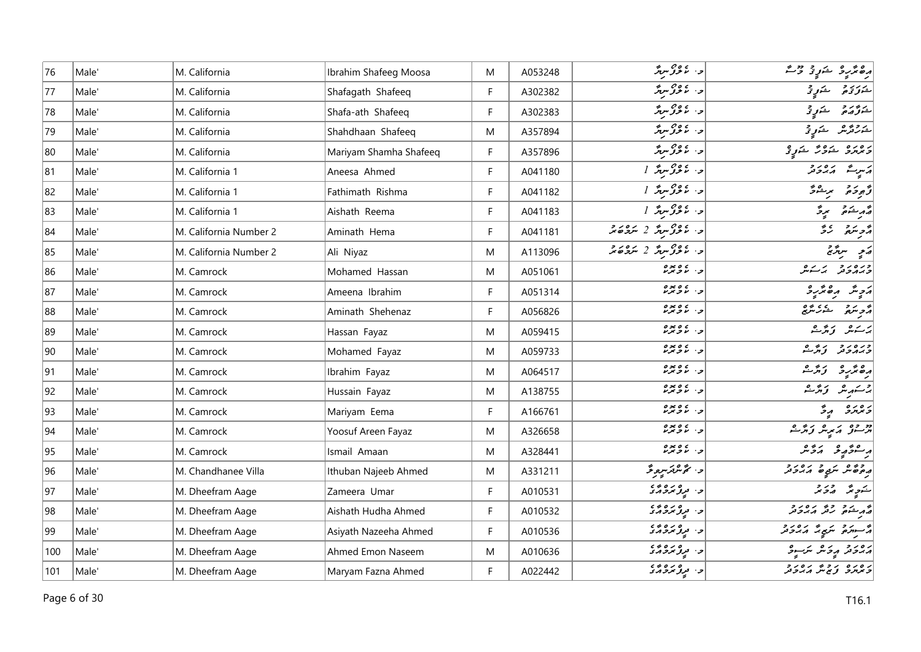| 76 | Male' | M. California | Ibrahim Shafeeg Moosa | M | A053248 | މ.ކެލިފޯނިޔާ | އިބްރާހީމް ޝަފީޤު މޫސާ |
|---|---|---|---|---|---|---|---|
| 77 | Male' | M. California | Shafagath Shafeeq | F | A302382 | މ. ކެލިފޯނިޔާ | ޝަފަޤަތު ޝަފީޤު |
| 78 | Male' | M. California | Shafa-ath Shafeeq | F | A302383 | މ. ކެލިފޯނިޔާ | ޝަފާޢަތު ޝަފީޤު |
| 79 | Male' | M. California | Shahdhaan Shafeeq | M | A357894 | މ. ކެލިފޯނިޔާ | ޝަހުދާން ޝަފީޤު |
| 80 | Male' | M. California | Mariyam Shamha Shafeeq | F | A357896 | މ. ކެލިފޯނިޔާ | މަރްޔަމް ޝަމްހާ ޝަފީޤު |
| 81 | Male' | M. California 1 | Aneesa Ahmed | F | A041180 | މ. ކެލިފޯނިޔާ 1 | އަނީސާ އަޙްމަދު |
| 82 | Male' | M. California 1 | Fathimath Rishma | F | A041182 | މ. ކެލިފޯނިޔާ 1 | ފާތިމަތު ރިޝްމާ |
| 83 | Male' | M. California 1 | Aishath Reema | F | A041183 | މ. ކެލިފޯނިޔާ 1 | އާއިޝަތު ރީމާ |
| 84 | Male' | M. California Number 2 | Aminath Hema | F | A041181 | މ. ކެލިފޯނިޔާ 2 ނަންބަރު | އާމިނަތު ހޭމާ |
| 85 | Male' | M. California Number 2 | Ali Niyaz | M | A113096 | މ. ކެލިފޯނިޔާ 2 ނަންބަރު | އަލި ނިޔާޒު |
| 86 | Male' | M. Camrock | Mohamed Hassan | M | A051061 | މ. ކެމްރޮކް | މުޙައްމަދު ޙަސަން |
| 87 | Male' | M. Camrock | Ameena Ibrahim | F | A051314 | މ. ކެމްރޮކް | އަމީނާ އިބްރާހީމް |
| 88 | Male' | M. Camrock | Aminath Shehenaz | F | A056826 | މ. ކެމްރޮކް | އާމިނަތު ޝެހެނާޒް |
| 89 | Male' | M. Camrock | Hassan Fayaz | M | A059415 | މ. ކެމްރޮކް | ޙަސަން ފައްޔާޒް |
| 90 | Male' | M. Camrock | Mohamed Fayaz | M | A059733 | މ. ކެމްރޮކް | މުޙައްމަދު ފައްޔާޒް |
| 91 | Male' | M. Camrock | Ibrahim Fayaz | M | A064517 | މ. ކެމްރޮކް | އިބްރާހީމް ފައްޔާޒް |
| 92 | Male' | M. Camrock | Hussain Fayaz | M | A138755 | މ. ކެމްރޮކް | ޙުސައިން ފައްޔާޒް |
| 93 | Male' | M. Camrock | Mariyam Eema | F | A166761 | މ. ކެމްރޮކް | މަރްޔަމް އީމާ |
| 94 | Male' | M. Camrock | Yoosuf Areen Fayaz | M | A326658 | މ. ކެމްރޮކް | ޔޫސުފް އަރީން ފައްޔާޒް |
| 95 | Male' | M. Camrock | Ismail Amaan | M | A328441 | މ. ކެމްރޮކް | އިސްމާއީލް އަމާން |
| 96 | Male' | M. Chandhanee Villa | Ithuban Najeeb Ahmed | M | A331211 | މ. ޗަންދަނީވިލާ | އިތުބާން ނަޖީބު އަޙްމަދު |
| 97 | Male' | M. Dheefram Aage | Zameera Umar | F | A010531 | މ. ދީފްރަމްއާގެ | ޒަމީރާ ޢުމަރު |
| 98 | Male' | M. Dheefram Aage | Aishath Hudha Ahmed | F | A010532 | މ. ދީފްރަމްއާގެ | އާއިޝަތު ހުދާ އަޙްމަދު |
| 99 | Male' | M. Dheefram Aage | Asiyath Nazeeha Ahmed | F | A010536 | މ. ދީފްރަމްއާގެ | އާސިޔަތު ނަޒީހާ އަޙްމަދު |
| 100 | Male' | M. Dheefram Aage | Ahmed Emon Naseem | M | A010636 | މ. ދީފްރަމްއާގެ | އަޙްމަދު އީމަން ނަސީމް |
| 101 | Male' | M. Dheefram Aage | Maryam Fazna Ahmed | F | A022442 | މ. ދީފްރަމްއާގެ | މަރްޔަމް ފަޒްނާ އަޙްމަދު |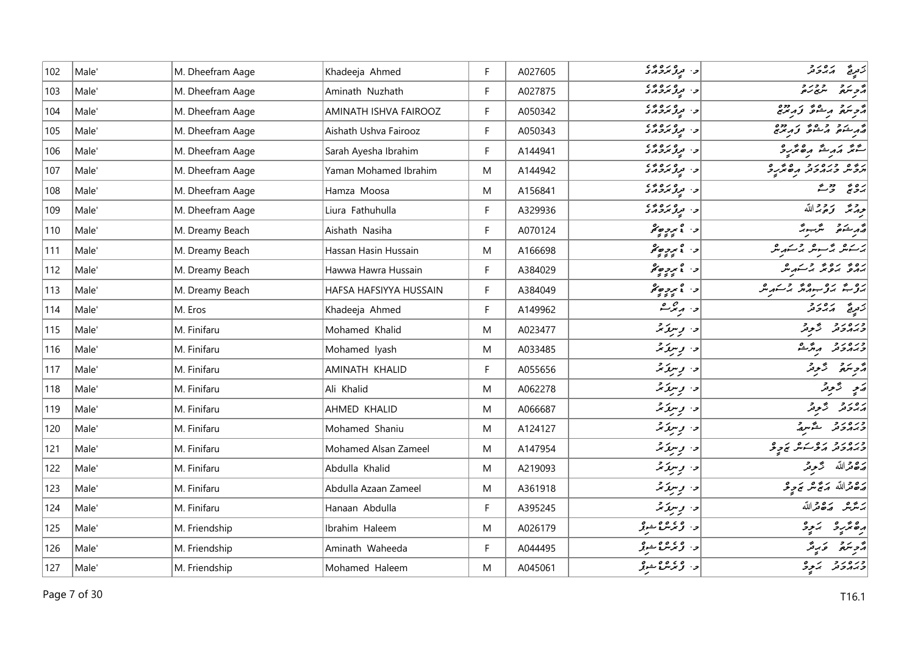| 102 | Male' | M. Dheefram Aage | Khadeeja Ahmed | F | A027605 | މ. ދީފްރަމްއާގެ | ޚަދީޖާ އަޙްމަދު |
|---|---|---|---|---|---|---|---|
| 103 | Male' | M. Dheefram Aage | Aminath Nuzhath | F | A027875 | މ. ދީފްރަމްއާގެ | އާމިނަތު ނުޒްހަތު |
| 104 | Male' | M. Dheefram Aage | AMINATH ISHVA FAIROOZ | F | A050342 | މ. ދީފްރަމްއާގެ | އާމިނަތު އިޝްވާ ފައިރޫޒު |
| 105 | Male' | M. Dheefram Aage | Aishath Ushva Fairooz | F | A050343 | މ. ދީފްރަމްއާގެ | ޢާއިޝަތު އުޝްވާ ފައިރޫޒު |
| 106 | Male' | M. Dheefram Aage | Sarah Ayesha Ibrahim | F | A144941 | މ. ދީފްރަމްއާގެ | ސާރާ އައިޝާ އިބްރާހިމް |
| 107 | Male' | M. Dheefram Aage | Yaman Mohamed Ibrahim | M | A144942 | މ. ދީފްރަމްއާގެ | ޔަމާން މުޙައްމަދު އިބްރާހިމް |
| 108 | Male' | M. Dheefram Aage | Hamza Moosa | M | A156841 | މ. ދީފްރަމްއާގެ | ހަމްޒާ މޫސާ |
| 109 | Male' | M. Dheefram Aage | Liura Fathuhulla | F | A329936 | މ. ދީފްރަމްއާގެ | ލިއުރާ ފަތުހުﷲ |
| 110 | Male' | M. Dreamy Beach | Aishath Nasiha | F | A070124 | މ. ޑްރީމީބީޗް | ޢާއިޝަތު ނާސިހާ |
| 111 | Male' | M. Dreamy Beach | Hassan Hasin Hussain | M | A166698 | މ. ޑްރީމީބީޗް | ހަސަން ހާސިން ހުސައިން |
| 112 | Male' | M. Dreamy Beach | Hawwa Hawra Hussain | F | A384029 | މ. ޑްރީމީބީޗް | ހައްވާ ހައުރާ ހުސައިން |
| 113 | Male' | M. Dreamy Beach | HAFSA HAFSIYYA HUSSAIN | F | A384049 | މ. ޑްރީމީބީޗް | ހަފްސާ ހަފްސިއްޔާ ހުސައިން |
| 114 | Male' | M. Eros | Khadeeja Ahmed | F | A149962 | މ. އިރޮސް | ޚަދީޖާ އަޙްމަދު |
| 115 | Male' | M. Finifaru | Mohamed Khalid | M | A023477 | މ. ފިނިފަރު | މުޙައްމަދު ޚާލިދު |
| 116 | Male' | M. Finifaru | Mohamed Iyash | M | A033485 | މ. ފިނިފަރު | މުޙައްމަދު އިޔާޝް |
| 117 | Male' | M. Finifaru | AMINATH KHALID | F | A055656 | މ. ފިނިފަރު | އާމިނަތު ޚާލިދު |
| 118 | Male' | M. Finifaru | Ali Khalid | M | A062278 | މ. ފިނިފަރު | ޢަލީ ޚާލިދު |
| 119 | Male' | M. Finifaru | AHMED KHALID | M | A066687 | މ. ފިނިފަރު | އަޙްމަދު ޚާލިދު |
| 120 | Male' | M. Finifaru | Mohamed Shaniu | M | A124127 | މ. ފިނިފަރު | މުޙައްމަދު ޝާނިޢު |
| 121 | Male' | M. Finifaru | Mohamed Alsan Zameel | M | A147954 | މ. ފިނިފަރު | މުޙައްމަދު އަލްސަން ޒަމީލް |
| 122 | Male' | M. Finifaru | Abdulla Khalid | M | A219093 | މ. ފިނިފަރު | އަބްދުﷲ ޚާލިދު |
| 123 | Male' | M. Finifaru | Abdulla Azaan Zameel | M | A361918 | މ. ފިނިފަރު | އަބްދުﷲ އަޒާން ޒަމީލް |
| 124 | Male' | M. Finifaru | Hanaan Abdulla | F | A395245 | މ. ފިނިފަރު | ހަނާން އަބްދުﷲ |
| 125 | Male' | M. Friendship | Ibrahim Haleem | M | A026179 | މ. ފްރެންޑްޝިޕް | އިބްރާހިމް ހަލީމް |
| 126 | Male' | M. Friendship | Aminath Waheeda | F | A044495 | މ. ފްރެންޑްޝިޕް | އާމިނަތު ވަހީދާ |
| 127 | Male' | M. Friendship | Mohamed Haleem | M | A045061 | މ. ފްރެންޑްޝިޕް | މުޙައްމަދު ހަލީމް |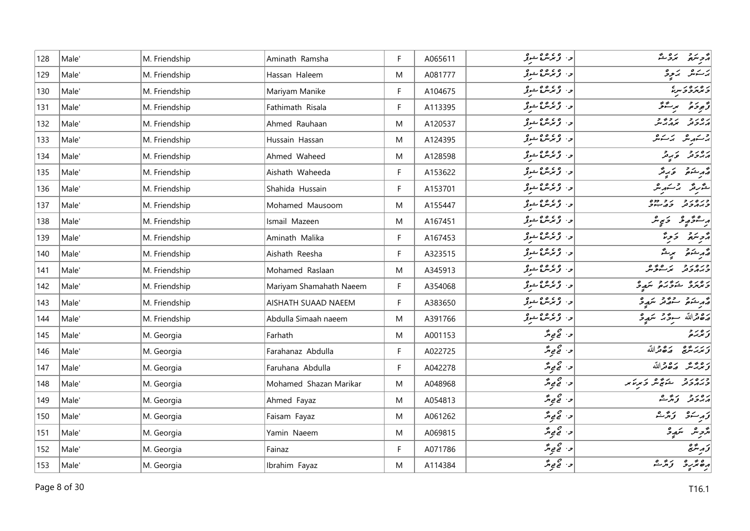| 128 | Male' | M. Friendship | Aminath Ramsha | F | A065611 | މ. ފްރެންޑްޝިޕް | އާމިނަތު ރަމްޝާ |
|---|---|---|---|---|---|---|---|
| 129 | Male' | M. Friendship | Hassan Haleem | M | A081777 | މ. ފްރެންޑްޝިޕް | ހަސަން ހަލީމު |
| 130 | Male' | M. Friendship | Mariyam Manike | F | A104675 | މ. ފްރެންޑްޝިޕް | މަރިޔަމްމަނިކެ |
| 131 | Male' | M. Friendship | Fathimath Risala | F | A113395 | މ. ފްރެންޑްޝިޕް | ފާތިމަތު ރިސާލާ |
| 132 | Male' | M. Friendship | Ahmed Rauhaan | M | A120537 | މ. ފްރެންޑްޝިޕް | އަހްމަދު ރައުހާން |
| 133 | Male' | M. Friendship | Hussain Hassan | M | A124395 | މ. ފްރެންޑްޝިޕް | ހުސައިން ހަސަން |
| 134 | Male' | M. Friendship | Ahmed Waheed | M | A128598 | މ. ފްރެންޑްޝިޕް | އަހްމަދު ވަހީދު |
| 135 | Male' | M. Friendship | Aishath Waheeda | F | A153622 | މ. ފްރެންޑްޝިޕް | އާއިޝަތު ވަހީދާ |
| 136 | Male' | M. Friendship | Shahida Hussain | F | A153701 | މ. ފްރެންޑްޝިޕް | ޝާހިދާ ހުސައިން |
| 137 | Male' | M. Friendship | Mohamed Mausoom | M | A155447 | މ. ފްރެންޑްޝިޕް | މުހައްމަދު މައުސޫމް |
| 138 | Male' | M. Friendship | Ismail Mazeen | M | A167451 | މ. ފްރެންޑްޝިޕް | އިސްމާއިލް މަޒީން |
| 139 | Male' | M. Friendship | Aminath Malika | F | A167453 | މ. ފްރެންޑްޝިޕް | އާމިނަތު މަލިކާ |
| 140 | Male' | M. Friendship | Aishath Reesha | F | A323515 | މ. ފްރެންޑްޝިޕް | އާއިޝަތު ރީޝާ |
| 141 | Male' | M. Friendship | Mohamed Raslaan | M | A345913 | މ. ފްރެންޑްޝިޕް | މުހައްމަދު ރަސްލާން |
| 142 | Male' | M. Friendship | Mariyam Shamahath Naeem | F | A354068 | މ. ފްރެންޑްޝިޕް | މަރިޔަމް ޝަމާހަތު ނައީމް |
| 143 | Male' | M. Friendship | AISHATH SUAAD NAEEM | F | A383650 | މ. ފްރެންޑްޝިޕް | އާއިޝަތު ސުޢާދު ނައީމް |
| 144 | Male' | M. Friendship | Abdulla Simaah naeem | M | A391766 | މ. ފްރެންޑްޝިޕް | އަބްދުﷲ ސިމާހް ނައީމް |
| 145 | Male' | M. Georgia | Farhath | M | A001153 | މ. ޖޯޖިއާ | ފަރުހަތު |
| 146 | Male' | M. Georgia | Farahanaz Abdulla | F | A022725 | މ. ޖޯޖިއާ | ފަރަހަނާޒް އަބްދުﷲ |
| 147 | Male' | M. Georgia | Faruhana Abdulla | F | A042278 | މ. ޖޯޖިއާ | ފަރުހާނާ އަބްދުﷲ |
| 148 | Male' | M. Georgia | Mohamed Shazan Marikar | M | A048968 | މ. ޖޯޖިއާ | މުހައްމަދު ޝަޒާން މަރިކާރ |
| 149 | Male' | M. Georgia | Ahmed Fayaz | M | A054813 | މ. ޖޯޖިއާ | އަހްމަދު ފައްޔާޒް |
| 150 | Male' | M. Georgia | Faisam Fayaz | M | A061262 | މ. ޖޯޖިއާ | ފައިސަމް ފައްޔާޒް |
| 151 | Male' | M. Georgia | Yamin Naeem | M | A069815 | މ. ޖޯޖިއާ | ޔާމިން ނައީމް |
| 152 | Male' | M. Georgia | Fainaz | F | A071786 | މ. ޖޯޖިއާ | ފައިނާޒް |
| 153 | Male' | M. Georgia | Ibrahim Fayaz | M | A114384 | މ. ޖޯޖިއާ | އިބްރާހީމް ފައްޔާޒް |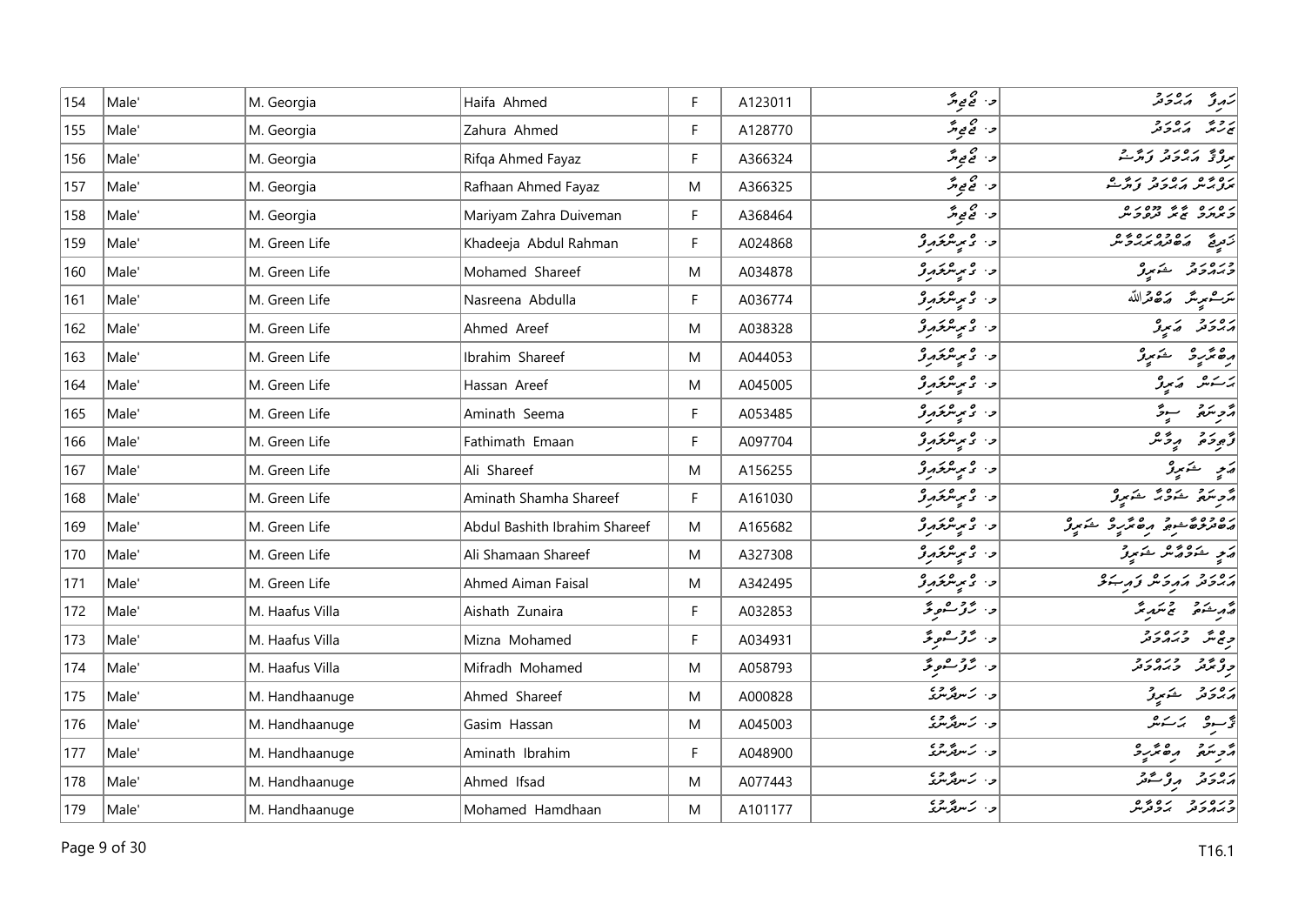| 154 | Male' | M. Georgia | Haifa Ahmed | F | A123011 | މ. ޖޯޖިއާ | ހައިފާ އަހުމަދު |
|---|---|---|---|---|---|---|---|
| 155 | Male' | M. Georgia | Zahura Ahmed | F | A128770 | މ. ޖޯޖިއާ | ޒަހުރާ އަހުމަދު |
| 156 | Male' | M. Georgia | Rifqa Ahmed Fayaz | F | A366324 | މ. ޖޯޖިއާ | ރިފްޤާ އަހުމަދު ފައްޔާޒު |
| 157 | Male' | M. Georgia | Rafhaan Ahmed Fayaz | M | A366325 | މ. ޖޯޖިއާ | ރަފްހާން އަހުމަދު ފައްޔާޒު |
| 158 | Male' | M. Georgia | Mariyam Zahra Duiveman | F | A368464 | މ. ޖޯޖިއާ | މަރިޔަމް ޒަހްރާ ދުއިވެމަން |
| 159 | Male' | M. Green Life | Khadeeja Abdul Rahman | F | A024868 | މ. ގްރީންލައިފް | ޚަދީޖާ އަބްދުއްރަޙްމާން |
| 160 | Male' | M. Green Life | Mohamed Shareef | M | A034878 | މ. ގްރީންލައިފް | މުޙައްމަދު ޝަރީފް |
| 161 | Male' | M. Green Life | Nasreena Abdulla | F | A036774 | މ. ގްރީންލައިފް | ނަސްރީނާ އަބްދުﷲ |
| 162 | Male' | M. Green Life | Ahmed Areef | M | A038328 | މ. ގްރީންލައިފް | އަހުމަދު އަރީފް |
| 163 | Male' | M. Green Life | Ibrahim Shareef | M | A044053 | މ. ގްރީންލައިފް | އިބްރާހީމް ޝަރީފް |
| 164 | Male' | M. Green Life | Hassan Areef | M | A045005 | މ. ގްރީންލައިފް | ހަސަން އަރީފް |
| 165 | Male' | M. Green Life | Aminath Seema | F | A053485 | މ. ގްރީންލައިފް | އާމިނަތު ސީމާ |
| 166 | Male' | M. Green Life | Fathimath Emaan | F | A097704 | މ. ގްރީންލައިފް | ފާތިމަތު އީމާން |
| 167 | Male' | M. Green Life | Ali Shareef | M | A156255 | މ. ގްރީންލައިފް | އަލި ޝަރީފް |
| 168 | Male' | M. Green Life | Aminath Shamha Shareef | F | A161030 | މ. ގްރީންލައިފް | އާމިނަތު ޝަމްހާ ޝަރީފް |
| 169 | Male' | M. Green Life | Abdul Bashith Ibrahim Shareef | M | A165682 | މ. ގްރީންލައިފް | އަބްދުލްބާޝިތު އިބްރާހީމް ޝަރީފް |
| 170 | Male' | M. Green Life | Ali Shamaan Shareef | M | A327308 | މ. ގްރީންލައިފް | އަލި ޝަމްޢާން ޝަރީފް |
| 171 | Male' | M. Green Life | Ahmed Aiman Faisal | M | A342495 | މ. ގްރީންލައިފް | އަހުމަދު އައިމަން ފައިސަލް |
| 172 | Male' | M. Haafus Villa | Aishath Zunaira | F | A032853 | މ. ހާފުސްވިލާ | އާއިޝަތު ޒުނައިރާ |
| 173 | Male' | M. Haafus Villa | Mizna Mohamed | F | A034931 | މ. ހާފުސްވިލާ | މިޒްނާ މުޙައްމަދު |
| 174 | Male' | M. Haafus Villa | Mifradh Mohamed | M | A058793 | މ. ހާފުސްވިލާ | މިފްރާދު މުޙައްމަދު |
| 175 | Male' | M. Handhaanuge | Ahmed Shareef | M | A000828 | މ. ހަނދާނުގެ | އަހުމަދު ޝަރީފް |
| 176 | Male' | M. Handhaanuge | Gasim Hassan | M | A045003 | މ. ހަނދާނުގެ | ޤާސިމް ހަސަން |
| 177 | Male' | M. Handhaanuge | Aminath Ibrahim | F | A048900 | މ. ހަނދާނުގެ | އާމިނަތު އިބްރާހީމް |
| 178 | Male' | M. Handhaanuge | Ahmed Ifsad | M | A077443 | މ. ހަނދާނުގެ | އަހުމަދު އިފްސާދު |
| 179 | Male' | M. Handhaanuge | Mohamed Hamdhaan | M | A101177 | މ. ހަނދާނުގެ | މުޙައްމަދު ހަމްދާން |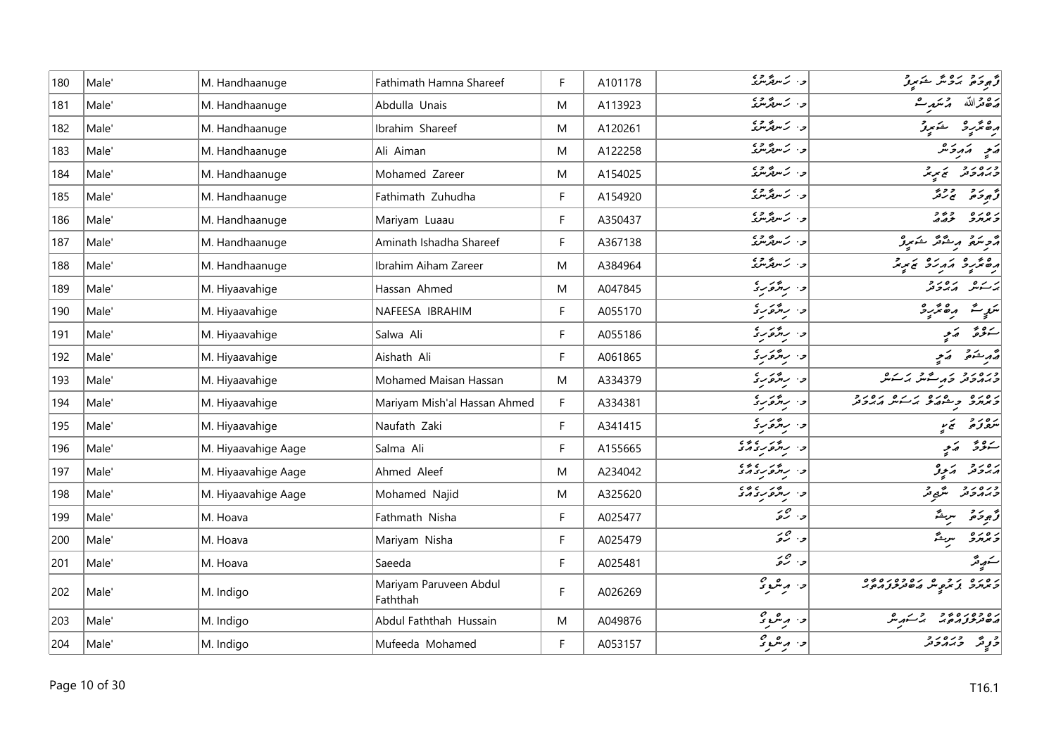| 180 | Male' | M. Handhaanuge | Fathimath Hamna Shareef | F | A101178 | މ. ހަނދާނުގެ | ފާތިމަތު ހަމްނާ ޝަރީފު |
|---|---|---|---|---|---|---|---|
| 181 | Male' | M. Handhaanuge | Abdulla Unais | M | A113923 | މ. ހަނދާނުގެ | އަބްދުﷲ އުނައިސް |
| 182 | Male' | M. Handhaanuge | Ibrahim Shareef | M | A120261 | މ. ހަނދާނުގެ | އިބްރާހީމް ޝަރީފު |
| 183 | Male' | M. Handhaanuge | Ali Aiman | M | A122258 | މ. ހަނދާނުގެ | އަލީ އައިމަން |
| 184 | Male' | M. Handhaanuge | Mohamed Zareer | M | A154025 | މ. ހަނދާނުގެ | މުހައްމަދު ޒަރީރު |
| 185 | Male' | M. Handhaanuge | Fathimath Zuhudha | F | A154920 | މ. ހަނދާނުގެ | ފާތިމަތު ޒުހުދާ |
| 186 | Male' | M. Handhaanuge | Mariyam Luaau | F | A350437 | މ. ހަނދާނުގެ | މަރިޔަމް ލުއާއު |
| 187 | Male' | M. Handhaanuge | Aminath Ishadha Shareef | F | A367138 | މ. ހަނދާނުގެ | އާމިނަތު އިޝާދާ ޝަރީފު |
| 188 | Male' | M. Handhaanuge | Ibrahim Aiham Zareer | M | A384964 | މ. ހަނދާނުގެ | އިބްރާހީމް އައިހަމް ޒަރީރު |
| 189 | Male' | M. Hiyaavahige | Hassan Ahmed | M | A047845 | މ. ހިޔާވަހިގެ | ހަސަން އަހްމަދު |
| 190 | Male' | M. Hiyaavahige | NAFEESA IBRAHIM | F | A055170 | މ. ހިޔާވަހިގެ | ނަފީސާ އިބްރާހީމް |
| 191 | Male' | M. Hiyaavahige | Salwa Ali | F | A055186 | މ. ހިޔާވަހިގެ | ސަލްވާ އަލީ |
| 192 | Male' | M. Hiyaavahige | Aishath Ali | F | A061865 | މ. ހިޔާވަހިގެ | އާއިޝަތު އަލީ |
| 193 | Male' | M. Hiyaavahige | Mohamed Maisan Hassan | M | A334379 | މ. ހިޔާވަހިގެ | މުހައްމަދު މައިސާން ހަސަން |
| 194 | Male' | M. Hiyaavahige | Mariyam Mish'al Hassan Ahmed | F | A334381 | މ. ހިޔާވަހިގެ | މަރިޔަމް މިޝްއަލް ހަސަން އަހްމަދު |
| 195 | Male' | M. Hiyaavahige | Naufath Zaki | F | A341415 | މ. ހިޔާވަހިގެ | ނަޢުފަތު ޒަކީ |
| 196 | Male' | M. Hiyaavahige Aage | Salma Ali | F | A155665 | މ. ހިޔާވަހިގެއާގެ | ސަލްމާ އަލީ |
| 197 | Male' | M. Hiyaavahige Aage | Ahmed Aleef | M | A234042 | މ. ހިޔާވަހިގެއާގެ | އަހްމަދު އަލީފު |
| 198 | Male' | M. Hiyaavahige Aage | Mohamed Najid | M | A325620 | މ. ހިޔާވަހިގެއާގެ | މުހައްމަދު ނާޖިދު |
| 199 | Male' | M. Hoava | Fathmath Nisha | F | A025477 | މ. ހޯވަ | ފާތިމަތު ނިޝާ |
| 200 | Male' | M. Hoava | Mariyam Nisha | F | A025479 | މ. ހޯވަ | މަރިޔަމް ނިޝާ |
| 201 | Male' | M. Hoava | Saeeda | F | A025481 | މ. ހޯވަ | ސަޢީދާ |
| 202 | Male' | M. Indigo | Mariyam Paruveen Abdul Faththah | F | A026269 | މ. އިންޑިގޯ | މަރިޔަމް ޕަރުވީން އަބްދުލްފައްތާހް |
| 203 | Male' | M. Indigo | Abdul Faththah Hussain | M | A049876 | މ. އިންޑިގޯ | އަބްދުލްފައްތާހް ހުސައިން |
| 204 | Male' | M. Indigo | Mufeeda Mohamed | F | A053157 | މ. އިންޑިގޯ | މުފީދާ މުހައްމަދު |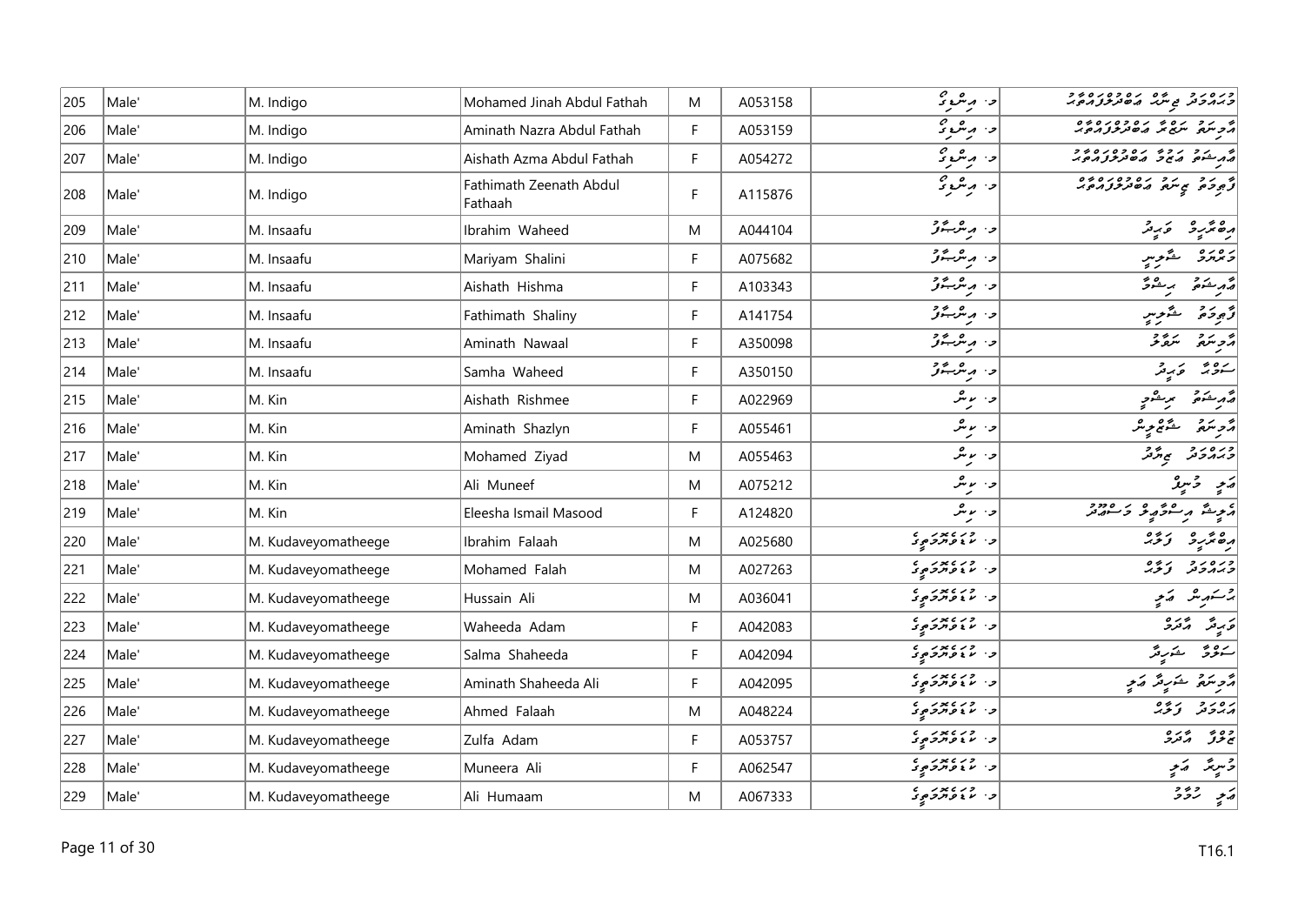| 205 | Male' | M. Indigo | Mohamed Jinah Abdul Fathah | M | A053158 | މ. އިންޑިގޯ | މުޙައްމަދު ޖިނާހް ޢަބްދުލްފައްތާޙް |
|---|---|---|---|---|---|---|---|
| 206 | Male' | M. Indigo | Aminath Nazra Abdul Fathah | F | A053159 | މ. އިންޑިގޯ | އާމިނަތު ނަޒްރާ ޢަބްދުލްފައްތާޙް |
| 207 | Male' | M. Indigo | Aishath Azma Abdul Fathah | F | A054272 | މ. އިންޑިގޯ | އާއިޝަތު އަޒްމާ ޢަބްދުލްފައްތާޙް |
| 208 | Male' | M. Indigo | Fathimath Zeenath Abdul Fathaah | F | A115876 | މ. އިންޑިގޯ | ފާތިމަތު ޒީނަތު ޢަބްދުލްފައްތާޙް |
| 209 | Male' | M. Insaafu | Ibrahim Waheed | M | A044104 | މ. އިންސާފު | އިބްރާހީމް ވަޙީދު |
| 210 | Male' | M. Insaafu | Mariyam Shalini | F | A075682 | މ. އިންސާފު | މަރިޔަމް ޝާލިނީ |
| 211 | Male' | M. Insaafu | Aishath Hishma | F | A103343 | މ. އިންސާފު | އާއިޝަތު ހިޝްމާ |
| 212 | Male' | M. Insaafu | Fathimath Shaliny | F | A141754 | މ. އިންސާފު | ފާތިމަތު ޝާލިނީ |
| 213 | Male' | M. Insaafu | Aminath Nawaal | F | A350098 | މ. އިންސާފު | އާމިނަތު ނަވާލް |
| 214 | Male' | M. Insaafu | Samha Waheed | F | A350150 | މ. އިންސާފު | ސަމްހާ ވަޙީދު |
| 215 | Male' | M. Kin | Aishath Rishmee | F | A022969 | މ.ކިން | އާއިޝަތު ރިޝްމީ |
| 216 | Male' | M. Kin | Aminath Shazlyn | F | A055461 | މ. ކިން | އާމިނަތު ޝާޒްލިން |
| 217 | Male' | M. Kin | Mohamed Ziyad | M | A055463 | މ. ކިން | މުޙައްމަދު ޒިޔާދު |
| 218 | Male' | M. Kin | Ali Muneef | M | A075212 | މ. ކިން | ޢަލީ މުނީފް |
| 219 | Male' | M. Kin | Eleesha Ismail Masood | F | A124820 | މ. ކިން | އެލީޝާ އިސްމާއީލް މަސްޢޫދު |
| 220 | Male' | M. Kudaveyomatheege | Ibrahim Falaah | M | A025680 | މ. ކުޑަވެޔޮމަތީގެ | އިބްރާހީމް ފަލާޙް |
| 221 | Male' | M. Kudaveyomatheege | Mohamed Falah | M | A027263 | މ. ކުޑަވެޔޮމަތީގެ | މުޙައްމަދު ފަލާޙް |
| 222 | Male' | M. Kudaveyomatheege | Hussain Ali | M | A036041 | މ. ކުޑަވެޔޮމަތީގެ | ހުސައިން ޢަލީ |
| 223 | Male' | M. Kudaveyomatheege | Waheeda Adam | F | A042083 | މ. ކުޑަވެޔޮމަތީގެ | ވަޙީދާ އާދަމް |
| 224 | Male' | M. Kudaveyomatheege | Salma Shaheeda | F | A042094 | މ. ކުޑަވެޔޮމަތީގެ | ސަލްމާ ޝަހީދާ |
| 225 | Male' | M. Kudaveyomatheege | Aminath Shaheeda Ali | F | A042095 | މ. ކުޑަވެޔޮމަތީގެ | އާމިނަތު ޝަހީދާ ޢަލީ |
| 226 | Male' | M. Kudaveyomatheege | Ahmed Falaah | M | A048224 | މ. ކުޑަވެޔޮމަތީގެ | އަޙްމަދު ފަލާޙް |
| 227 | Male' | M. Kudaveyomatheege | Zulfa Adam | F | A053757 | މ. ކުޑަވެޔޮމަތީގެ | ޒުލްފާ އާދަމް |
| 228 | Male' | M. Kudaveyomatheege | Muneera Ali | F | A062547 | މ. ކުޑަވެޔޮމަތީގެ | މުނީރާ ޢަލީ |
| 229 | Male' | M. Kudaveyomatheege | Ali Humaam | M | A067333 | މ. ކުޑަވެޔޮމަތީގެ | ޢަލީ ހުމާމް |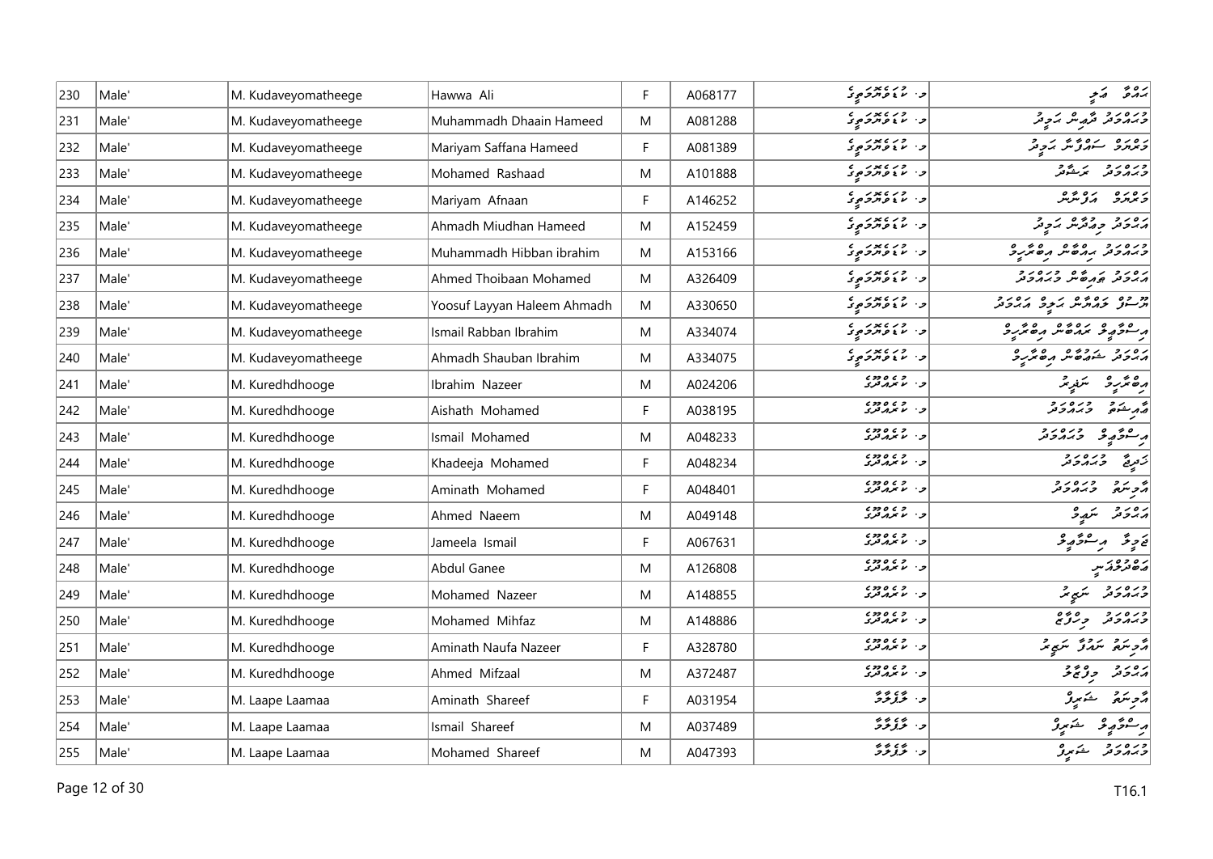| 230 | Male' | M. Kudaveyomatheege | Hawwa Ali | F | A068177 | މ. ކުޑަވެޔޮމަތީގެ | ހައްވާ އަލި |
|---|---|---|---|---|---|---|---|
| 231 | Male' | M. Kudaveyomatheege | Muhammadh Dhaain Hameed | M | A081288 | މ. ކުޑަވެޔޮމަތީގެ | މުހައްމަދު ދާއިން ހަމީދު |
| 232 | Male' | M. Kudaveyomatheege | Mariyam Saffana Hameed | F | A081389 | މ. ކުޑަވެޔޮމަތީގެ | މަރިޔަމް ސައްފާނާ ހަމީދު |
| 233 | Male' | M. Kudaveyomatheege | Mohamed Rashaad | M | A101888 | މ. ކުޑަވެޔޮމަތީގެ | މުހައްމަދު ރަޝާދު |
| 234 | Male' | M. Kudaveyomatheege | Mariyam Afnaan | F | A146252 | މ. ކުޑަވެޔޮމަތީގެ | މަރިޔަމް އަފްނާން |
| 235 | Male' | M. Kudaveyomatheege | Ahmadh Miudhan Hameed | M | A152459 | މ. ކުޑަވެޔޮމަތީގެ | އަހްމަދު މިއުދާން ހަމީދު |
| 236 | Male' | M. Kudaveyomatheege | Muhammadh Hibban ibrahim | M | A153166 | މ. ކުޑަވެޔޮމަތީގެ | މުހައްމަދު ހިއްބާން އިބްރާހީމް |
| 237 | Male' | M. Kudaveyomatheege | Ahmed Thoibaan Mohamed | M | A326409 | މ. ކުޑަވެޔޮމަތީގެ | އަހްމަދު ތޮއިބާން މުހައްމަދު |
| 238 | Male' | M. Kudaveyomatheege | Yoosuf Layyan Haleem Ahmadh | M | A330650 | މ. ކުޑަވެޔޮމަތީގެ | ޔޫސުފް ލައްޔާން ހަލީމް އަހްމަދު |
| 239 | Male' | M. Kudaveyomatheege | Ismail Rabban Ibrahim | M | A334074 | މ. ކުޑަވެޔޮމަތީގެ | އިސްމާއީލް ރައްބާން އިބްރާހީމް |
| 240 | Male' | M. Kudaveyomatheege | Ahmadh Shauban Ibrahim | M | A334075 | މ. ކުޑަވެޔޮމަތީގެ | އަހްމަދު ޝައުބާން އިބްރާހީމް |
| 241 | Male' | M. Kuredhdhooge | Ibrahim Nazeer | M | A024206 | މ. ކުރެއްދޫގެ | އިބްރާހީމް ނަޒީރު |
| 242 | Male' | M. Kuredhdhooge | Aishath Mohamed | F | A038195 | މ. ކުރެއްދޫގެ | އާއިޝަތު މުހައްމަދު |
| 243 | Male' | M. Kuredhdhooge | Ismail Mohamed | M | A048233 | މ. ކުރެއްދޫގެ | އިސްމާއީލް މުހައްމަދު |
| 244 | Male' | M. Kuredhdhooge | Khadeeja Mohamed | F | A048234 | މ. ކުރެއްދޫގެ | ޚަދީޖާ މުހައްމަދު |
| 245 | Male' | M. Kuredhdhooge | Aminath Mohamed | F | A048401 | މ. ކުރެއްދޫގެ | އާމިނަތު މުހައްމަދު |
| 246 | Male' | M. Kuredhdhooge | Ahmed Naeem | M | A049148 | މ. ކުރެއްދޫގެ | އަހްމަދު ނައީމް |
| 247 | Male' | M. Kuredhdhooge | Jameela Ismail | F | A067631 | މ. ކުރެއްދޫގެ | ޖަމީލާ އިސްމާއީލް |
| 248 | Male' | M. Kuredhdhooge | Abdul Ganee | M | A126808 | މ. ކުރެއްދޫގެ | އަބްދުލްޣަނީ |
| 249 | Male' | M. Kuredhdhooge | Mohamed Nazeer | M | A148855 | މ. ކުރެއްދޫގެ | މުހައްމަދު ނަޒީރު |
| 250 | Male' | M. Kuredhdhooge | Mohamed Mihfaz | M | A148886 | މ. ކުރެއްދޫގެ | މުހައްމަދު މިހްފާޒު |
| 251 | Male' | M. Kuredhdhooge | Aminath Naufa Nazeer | F | A328780 | މ. ކުރެއްދޫގެ | އާމިނަތު ނައުފާ ނަޒީރު |
| 252 | Male' | M. Kuredhdhooge | Ahmed Mifzaal | M | A372487 | މ. ކުރެއްދޫގެ | އަހްމަދު މިފްޒާލް |
| 253 | Male' | M. Laape Laamaa | Aminath Shareef | F | A031954 | މ. ލާޕެލާމާ | އާމިނަތު ޝަރީފް |
| 254 | Male' | M. Laape Laamaa | Ismail Shareef | M | A037489 | މ. ލާޕެލާމާ | އިސްމާއީލް ޝަރީފް |
| 255 | Male' | M. Laape Laamaa | Mohamed Shareef | M | A047393 | މ. ލާޕެލާމާ | މުހައްމަދު ޝަރީފް |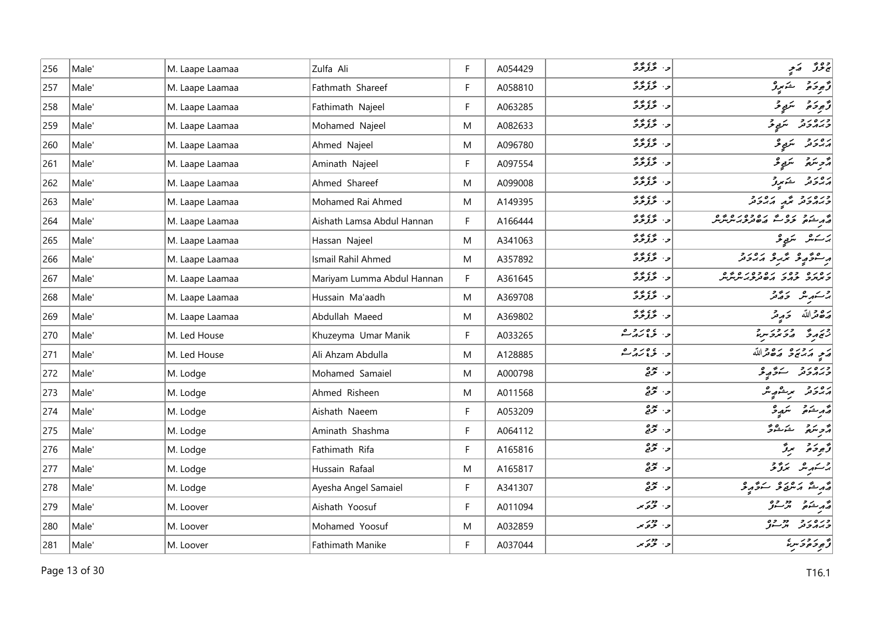| 256 | Male' | M. Laape Laamaa | Zulfa Ali | F | A054429 | މ. ލާޕެލާމާ | ޒުލްފާ ޢަލީ |
|---|---|---|---|---|---|---|---|
| 257 | Male' | M. Laape Laamaa | Fathmath Shareef | F | A058810 | މ. ލާޕެލާމާ | ފާތިމަތު ޝަރީފު |
| 258 | Male' | M. Laape Laamaa | Fathimath Najeel | F | A063285 | މ. ލާޕެލާމާ | ފާތިމަތު ނަޖީލު |
| 259 | Male' | M. Laape Laamaa | Mohamed Najeel | M | A082633 | މ. ލާޕެލާމާ | މުޙައްމަދު ނަޖީލު |
| 260 | Male' | M. Laape Laamaa | Ahmed Najeel | M | A096780 | މ. ލާޕެލާމާ | އަޙްމަދު ނަޖީލު |
| 261 | Male' | M. Laape Laamaa | Aminath Najeel | F | A097554 | މ. ލާޕެލާމާ | އާމިނަތު ނަޖީލު |
| 262 | Male' | M. Laape Laamaa | Ahmed Shareef | M | A099008 | މ. ލާޕެލާމާ | އަޙްމަދު ޝަރީފު |
| 263 | Male' | M. Laape Laamaa | Mohamed Rai Ahmed | M | A149395 | މ. ލާޕެލާމާ | މުޙައްމަދު ރާއި އަޙްމަދު |
| 264 | Male' | M. Laape Laamaa | Aishath Lamsa Abdul Hannan | F | A166444 | މ. ލާޕެލާމާ | ޢާއިޝަތު ލަމްސާ ޢަބްދުލްޙަންނާން |
| 265 | Male' | M. Laape Laamaa | Hassan Najeel | M | A341063 | މ. ލާޕެލާމާ | ޙަސަން ނަޖީލު |
| 266 | Male' | M. Laape Laamaa | Ismail Rahil Ahmed | M | A357892 | މ. ލާޕެލާމާ | އިސްމާޢީލް ރާހިލް އަޙްމަދު |
| 267 | Male' | M. Laape Laamaa | Mariyam Lumma Abdul Hannan | F | A361645 | މ. ލާޕެލާމާ | މަރިޔަމް ލުއްމާ ޢަބްދުލްޙަންނާން |
| 268 | Male' | M. Laape Laamaa | Hussain Ma'aadh | M | A369708 | މ. ލާޕެލާމާ | ޙުސައިން މަޢާޛު |
| 269 | Male' | M. Laape Laamaa | Abdullah Maeed | M | A369802 | މ. ލާޕެލާމާ | ޢަބްދުﷲ މައީދު |
| 270 | Male' | M. Led House | Khuzeyma Umar Manik | F | A033265 | މ. ލެޑްހައުސް | ޚުޒައިމާ ޢުމަރުމަނިކު |
| 271 | Male' | M. Led House | Ali Ahzam Abdulla | M | A128885 | މ. ލެޑްހައުސް | ޢަލީ އަޙްޒަމް ޢަބްދުﷲ |
| 272 | Male' | M. Lodge | Mohamed Samaiel | M | A000798 | މ. ލޮޖް | މުޙައްމަދު ސަމާއީލް |
| 273 | Male' | M. Lodge | Ahmed Risheen | M | A011568 | މ. ލޮޖް | އަޙްމަދު ރިޝީން |
| 274 | Male' | M. Lodge | Aishath Naeem | F | A053209 | މ. ލޮޖް | ޢާއިޝަތު ނަޢީމް |
| 275 | Male' | M. Lodge | Aminath Shashma | F | A064112 | މ. ލޮޖް | އާމިނަތު ޝަޝްމާ |
| 276 | Male' | M. Lodge | Fathimath Rifa | F | A165816 | މ. ލޮޖް | ފާތިމަތު ރިފާ |
| 277 | Male' | M. Lodge | Hussain Rafaal | M | A165817 | މ. ލޮޖް | ޙުސައިން ރަފާލް |
| 278 | Male' | M. Lodge | Ayesha Angel Samaiel | F | A341307 | މ. ލޮޖް | އާއިޝާ އަންޖެލް ސަމާއީލް |
| 279 | Male' | M. Loover | Aishath Yoosuf | F | A011094 | މ. ލޫވަރ | ޢާއިޝަތު ޔޫސުފު |
| 280 | Male' | M. Loover | Mohamed Yoosuf | M | A032859 | މ. ލޫވަރ | މުޙައްމަދު ޔޫސުފު |
| 281 | Male' | M. Loover | Fathimath Manike | F | A037044 | މ. ލޫވަރ | ފާތިމަތުމަނިކެ |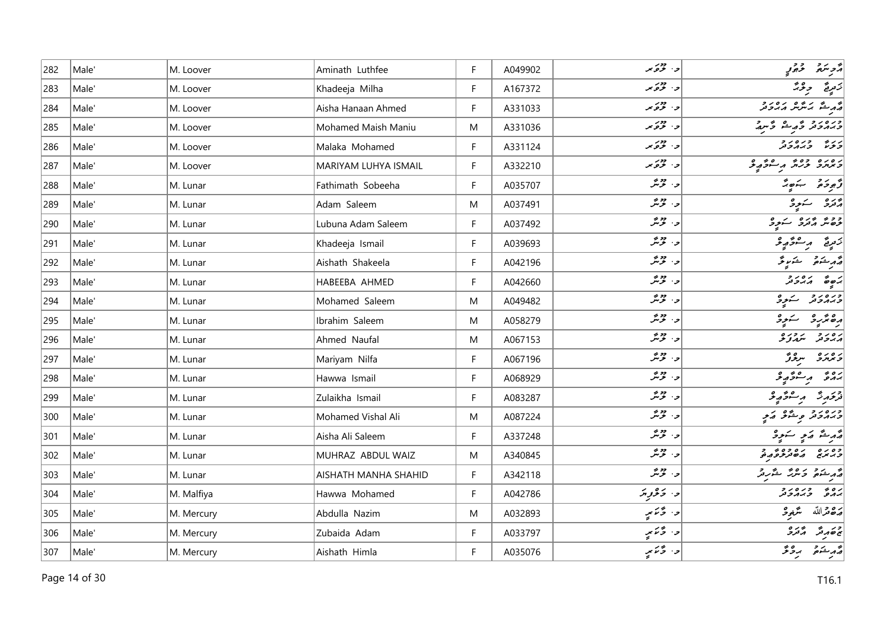| 282 | Male' | M. Loover | Aminath Luthfee | F | A049902 | د· ڙڙڪر | أَمَّ سَمَعْ حَرْقِي |
|---|---|---|---|---|---|---|---|
| 283 | Male' | M. Loover | Khadeeja Milha | F | A167372 | د· ڙڙڪر | زَمْرِيحُ وِوْحٌ |
| 284 | Male' | M. Loover | Aisha Hanaan Ahmed | F | A331033 | د· ڙڙڪر | مَّہِشَہ بَسَّرْسْ مَہْرَدَتْر |
| 285 | Male' | M. Loover | Mohamed Maish Maniu | M | A331036 | د· ڙڙڪر | وَبَرْدُوتَرْ وَّمِرِشْ وَّسِرِہْ |
| 286 | Male' | M. Loover | Malaka Mohamed | F | A331124 | د· ڙڙڪر | وَوَتَا وَبَرْدُوتَرْ |
| 287 | Male' | M. Loover | MARIYAM LUHYA ISMAIL | F | A332210 | د· ڙڙڪر | وَيُرْمَرْوْ وُرْدُرْ وِسْوَمِّرِوْ |
| 288 | Male' | M. Lunar | Fathimath Sobeeha | F | A035707 | د· ڙٽر | ڙُجِوَمْ سِيَوِيرْ |
| 289 | Male' | M. Lunar | Adam Saleem | M | A037491 | د· ڙٽر | مُرْتَرْوْ سَوِرْوْ |
| 290 | Male' | M. Lunar | Lubuna Adam Saleem | F | A037492 | د· ڙٽر | وْدْسَرْ مُرْتَرْوْ سَوِرْوْ |
| 291 | Male' | M. Lunar | Khadeeja Ismail | F | A039693 | د· ڙٽر | زَمِرِيحُ مِرْسُوَّمِرِوْ |
| 292 | Male' | M. Lunar | Aishath Shakeela | F | A042196 | د· ڙٽر | مُّہِشَوَمْ شَوَمِرِوُّ |
| 293 | Male' | M. Lunar | HABEEBA AHMED | F | A042660 | د· ڙٽر | بَرَہِرَّ مَہْرَدَتْر |
| 294 | Male' | M. Lunar | Mohamed Saleem | M | A049482 | د· ڙٽر | وَبَرْدُوتَرْ سَوِرْوْ |
| 295 | Male' | M. Lunar | Ibrahim Saleem | M | A058279 | د· ڙٽر | مِرْصَمَّرِدْ سَوِرْوْ |
| 296 | Male' | M. Lunar | Ahmed Naufal | M | A067153 | د· ڙٽر | مَہْرَدَتْر سَمَدُوْدْ |
| 297 | Male' | M. Lunar | Mariyam Nilfa | F | A067196 | د· ڙٽر | وَيُرْمَرْوْ سِرْوُرَّ |
| 298 | Male' | M. Lunar | Hawwa Ismail | F | A068929 | د· ڙٽر | بَرْمَرْوَّ مِرْسُوَّمِرِوْ |
| 299 | Male' | M. Lunar | Zulaikha Ismail | F | A083287 | د· ڙٽر | فْرُوَمِرِرَّ مِرْسُوَّمِرِوْ |
| 300 | Male' | M. Lunar | Mohamed Vishal Ali | M | A087224 | د· ڙٽر | وَبَرْدُوتَرْ وِشَوْدْ مَرِ |
| 301 | Male' | M. Lunar | Aisha Ali Saleem | F | A337248 | د· ڙٽر | مُّہِشَہ مَرِ سَوِرْوْ |
| 302 | Male' | M. Lunar | MUHRAZ ABDUL WAIZ | M | A340845 | د· ڙٽر | وُبَرْمَرْ مَرْصْرُرْوَّمِرْج |
| 303 | Male' | M. Lunar | AISHATH MANHA SHAHID | F | A342118 | د· ڙٽر | مُّہِشَوَمْ وَسْرُرَّ شَّرِوْرْ |
| 304 | Male' | M. Malfiya | Hawwa Mohamed | F | A042786 | د· وَوْوِرَ | بَرْمَرْوَّ وَبَرْدُوتَرْ |
| 305 | Male' | M. Mercury | Abdulla Nazim | M | A032893 | د· وَّتَامِرِ | مَرْهُدْاللہ سَّرْمِوْ |
| 306 | Male' | M. Mercury | Zubaida Adam | F | A033797 | د· وَّتَامِرِ | جْهَمِدَّرْ مُرْتَرْوْ |
| 307 | Male' | M. Mercury | Aishath Himla | F | A035076 | د· وَّتَامِرِ | مُّہِشَوَمْ بِرْوُوَّ |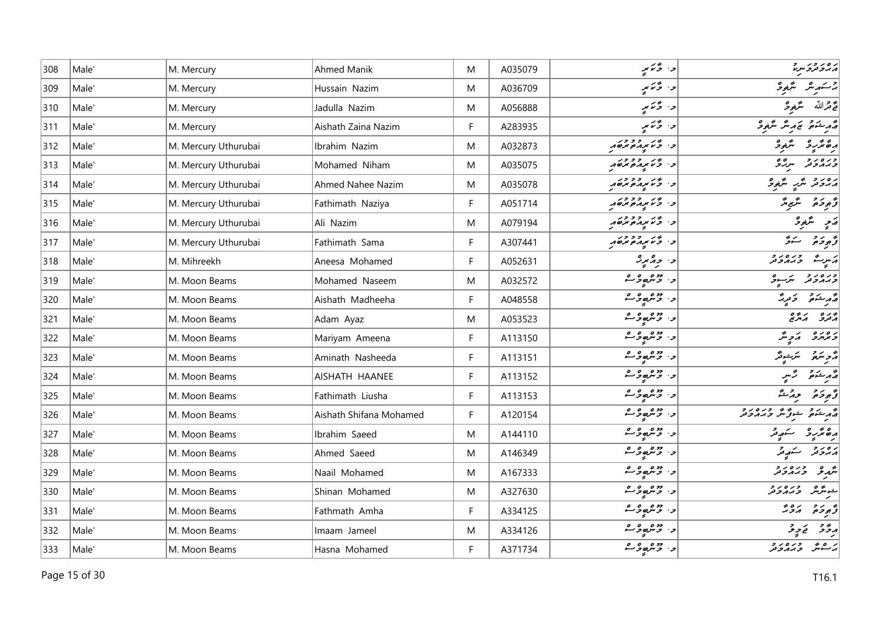| 308 | Male' | M. Mercury | Ahmed Manik | M | A035079 | م. مُڪَرِي | أَحْمَدُ مَانِكْ |
|---|---|---|---|---|---|---|---|
| 309 | Male' | M. Mercury | Hussain Nazim | M | A036709 | م. مُڪَرِي | حُسَيْن نَاظِمْ |
| 310 | Male' | M. Mercury | Jadulla Nazim | M | A056888 | م. مُڪَرِي | جَادُاللہ نَاظِمْ |
| 311 | Male' | M. Mercury | Aishath Zaina Nazim | F | A283935 | م. مُڪَرِي | عَائِشَة زَيْنَا نَاظِمْ |
| 312 | Male' | M. Mercury Uthurubai | Ibrahim Nazim | M | A032873 | م. مُڪَرِي أُتُرُبَئِ | إِبْرَاهِيمْ نَاظِمْ |
| 313 | Male' | M. Mercury Uthurubai | Mohamed Niham | M | A035075 | م. مُڪَرِي أُتُرُبَئِ | مُحَمَّد نِهَامْ |
| 314 | Male' | M. Mercury Uthurubai | Ahmed Nahee Nazim | M | A035078 | م. مُڪَرِي أُتُرُبَئِ | أَحْمَد نَاهِي نَاظِمْ |
| 315 | Male' | M. Mercury Uthurubai | Fathimath Naziya | F | A051714 | م. مُڪَرِي أُتُرُبَئِ | فَاطِمَة نَاظِيَا |
| 316 | Male' | M. Mercury Uthurubai | Ali Nazim | M | A079194 | م. مُڪَرِي أُتُرُبَئِ | عَلِي نَاظِمْ |
| 317 | Male' | M. Mercury Uthurubai | Fathimath Sama | F | A307441 | م. مُڪَرِي أُتُرُبَئِ | فَاطِمَة سَمَا |
| 318 | Male' | M. Mihreekh | Aneesa Mohamed | F | A052631 | م. مِهْرِيخْ | أَنِيسَا مُحَمَّد |
| 319 | Male' | M. Moon Beams | Mohamed Naseem | M | A032572 | م. مُونْبِيمْس | مُحَمَّد نَسِيمْ |
| 320 | Male' | M. Moon Beams | Aishath Madheeha | F | A048558 | م. مُونْبِيمْس | عَائِشَة مَدِيحَا |
| 321 | Male' | M. Moon Beams | Adam Ayaz | M | A053523 | م. مُونْبِيمْس | آدَمْ أَيَاز |
| 322 | Male' | M. Moon Beams | Mariyam Ameena | F | A113150 | م. مُونْبِيمْس | مَرْيَمْ أَمِينَا |
| 323 | Male' | M. Moon Beams | Aminath Nasheeda | F | A113151 | م. مُونْبِيمْس | آمِنَة نَشِيدَا |
| 324 | Male' | M. Moon Beams | AISHATH HAANEE | F | A113152 | م. مُونْبِيمْس | عَائِشَة هَانِي |
| 325 | Male' | M. Moon Beams | Fathimath Liusha | F | A113153 | م. مُونْبِيمْس | فَاطِمَة لِيُوشَا |
| 326 | Male' | M. Moon Beams | Aishath Shifana Mohamed | F | A120154 | م. مُونْبِيمْس | عَائِشَة شِفَانَا مُحَمَّد |
| 327 | Male' | M. Moon Beams | Ibrahim Saeed | M | A144110 | م. مُونْبِيمْس | إِبْرَاهِيمْ سَعِيد |
| 328 | Male' | M. Moon Beams | Ahmed Saeed | M | A146349 | م. مُونْبِيمْس | أَحْمَد سَعِيد |
| 329 | Male' | M. Moon Beams | Naail Mohamed | M | A167333 | م. مُونْبِيمْس | نَائِل مُحَمَّد |
| 330 | Male' | M. Moon Beams | Shinan Mohamed | M | A327630 | م. مُونْبِيمْس | شِنَانْ مُحَمَّد |
| 331 | Male' | M. Moon Beams | Fathmath Amha | F | A334125 | م. مُونْبِيمْس | فَاطِمَة أَمْهَا |
| 332 | Male' | M. Moon Beams | Imaam Jameel | M | A334126 | م. مُونْبِيمْس | إِمَامْ جَمِيل |
| 333 | Male' | M. Moon Beams | Hasna Mohamed | F | A371734 | م. مُونْبِيمْس | حَسْنَا مُحَمَّد |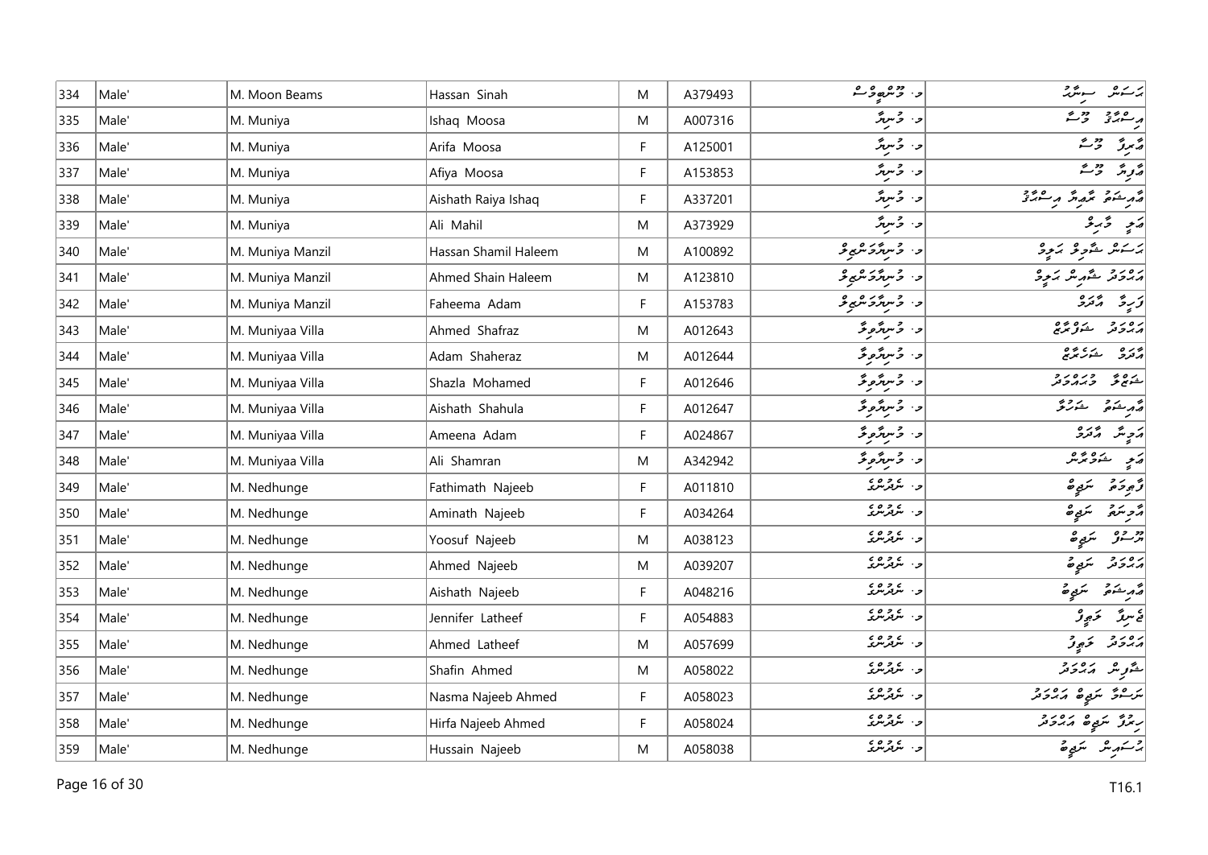| 334 | Male' | M. Moon Beams | Hassan Sinah | M | A379493 | މ. މޫންބީމްސް | ހަސަން ސިނާހް |
|---|---|---|---|---|---|---|---|
| 335 | Male' | M. Muniya | Ishaq Moosa | M | A007316 | މ. މުނިޔާ | އިސްޙާޤު މޫސާ |
| 336 | Male' | M. Muniya | Arifa Moosa | F | A125001 | މ. މުނިޔާ | އާރިފާ މޫސާ |
| 337 | Male' | M. Muniya | Afiya Moosa | F | A153853 | މ. މުނިޔާ | އާފިޔާ މޫސާ |
| 338 | Male' | M. Muniya | Aishath Raiya Ishaq | F | A337201 | މ. މުނިޔާ | އައިޝަތު ރާއިޔާ އިސްޙާޤު |
| 339 | Male' | M. Muniya | Ali Mahil | M | A373929 | މ. މުނިޔާ | އަލި މާހިލް |
| 340 | Male' | M. Muniya Manzil | Hassan Shamil Haleem | M | A100892 | މ. މުނިޔާމަންޒިލް | ހަސަން ޝާމިލް ހަލީމް |
| 341 | Male' | M. Muniya Manzil | Ahmed Shain Haleem | M | A123810 | މ. މުނިޔާމަންޒިލް | އަޙްމަދު ޝާއިން ހަލީމް |
| 342 | Male' | M. Muniya Manzil | Faheema Adam | F | A153783 | މ. މުނިޔާމަންޒިލް | ފަހީމާ އާދަމް |
| 343 | Male' | M. Muniyaa Villa | Ahmed Shafraz | M | A012643 | މ. މުނިޔާވިލާ | އަޙްމަދު ޝަފްރާޒް |
| 344 | Male' | M. Muniyaa Villa | Adam Shaheraz | M | A012644 | މ. މުނިޔާވިލާ | އާދަމް ޝަހެރާޒް |
| 345 | Male' | M. Muniyaa Villa | Shazla Mohamed | F | A012646 | މ. މުނިޔާވިލާ | ޝަޒްލާ މުޙައްމަދު |
| 346 | Male' | M. Muniyaa Villa | Aishath Shahula | F | A012647 | މ. މުނިޔާވިލާ | އައިޝަތު ޝަހުލާ |
| 347 | Male' | M. Muniyaa Villa | Ameena Adam | F | A024867 | މ. މުނިޔާވިލާ | އަމީނާ އާދަމް |
| 348 | Male' | M. Muniyaa Villa | Ali Shamran | M | A342942 | މ. މުނިޔާވިލާ | އަލި ޝަމްރާން |
| 349 | Male' | M. Nedhunge | Fathimath Najeeb | F | A011810 | މ. ނެދުންގެ | ފާތިމަތު ނަޖީބު |
| 350 | Male' | M. Nedhunge | Aminath Najeeb | F | A034264 | މ. ނެދުންގެ | އާމިނަތު ނަޖީބު |
| 351 | Male' | M. Nedhunge | Yoosuf Najeeb | M | A038123 | މ. ނެދުންގެ | ޔޫސުފް ނަޖީބު |
| 352 | Male' | M. Nedhunge | Ahmed Najeeb | M | A039207 | މ. ނެދުންގެ | އަޙްމަދު ނަޖީބު |
| 353 | Male' | M. Nedhunge | Aishath Najeeb | F | A048216 | މ. ނެދުންގެ | އައިޝަތު ނަޖީބު |
| 354 | Male' | M. Nedhunge | Jennifer Latheef | F | A054883 | މ. ނެދުންގެ | ޖެނިފާ ލަތީފު |
| 355 | Male' | M. Nedhunge | Ahmed Latheef | M | A057699 | މ. ނެދުންގެ | އަޙްމަދު ލަތީފު |
| 356 | Male' | M. Nedhunge | Shafin Ahmed | M | A058022 | މ. ނެދުންގެ | ޝާފިން އަޙްމަދު |
| 357 | Male' | M. Nedhunge | Nasma Najeeb Ahmed | F | A058023 | މ. ނެދުންގެ | ނަސްމާ ނަޖީބު އަޙްމަދު |
| 358 | Male' | M. Nedhunge | Hirfa Najeeb Ahmed | F | A058024 | މ. ނެދުންގެ | ހިރުފާ ނަޖީބު އަޙްމަދު |
| 359 | Male' | M. Nedhunge | Hussain Najeeb | M | A058038 | މ. ނެދުންގެ | ޙުސައިން ނަޖީބު |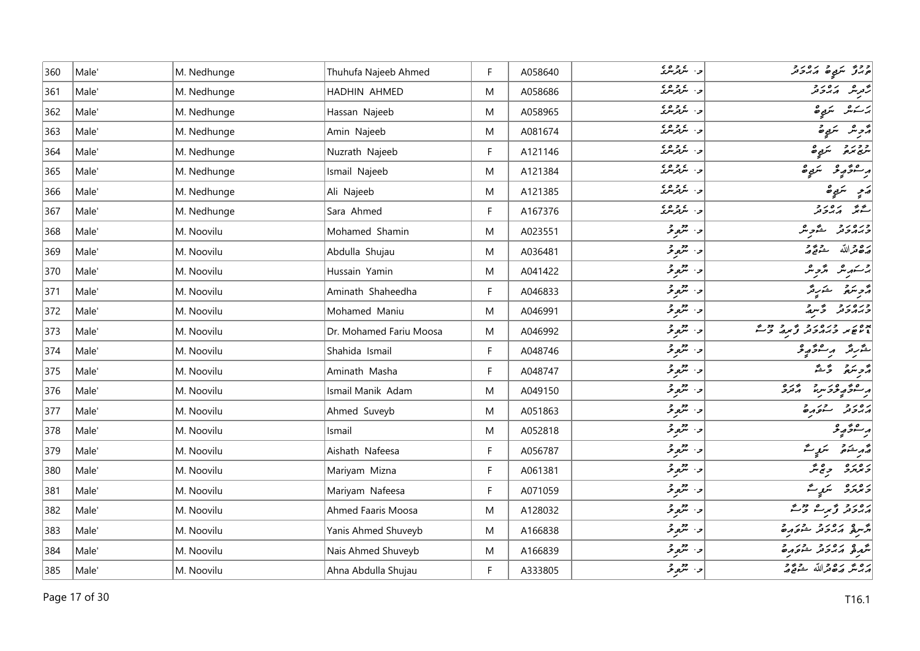| 360 | Male' | M. Nedhunge | Thuhufa Najeeb Ahmed | F | A058640 | މ. ނެދުންގެ | ތުހުފާ ނަޖީބު އަޙްމަދު |
|---|---|---|---|---|---|---|---|
| 361 | Male' | M. Nedhunge | HADHIN AHMED | M | A058686 | މ. ނެދުންގެ | ހާދިން އަޙްމަދު |
| 362 | Male' | M. Nedhunge | Hassan Najeeb | M | A058965 | މ. ނެދުންގެ | ހަސަން ނަޖީބު |
| 363 | Male' | M. Nedhunge | Amin Najeeb | M | A081674 | މ. ނެދުންގެ | އާމިން ނަޖީބު |
| 364 | Male' | M. Nedhunge | Nuzrath Najeeb | F | A121146 | މ. ނެދުންގެ | ނުޒްރަތު ނަޖީބު |
| 365 | Male' | M. Nedhunge | Ismail Najeeb | M | A121384 | މ. ނެދުންގެ | އިސްމާޢީލް ނަޖީބު |
| 366 | Male' | M. Nedhunge | Ali Najeeb | M | A121385 | މ. ނެދުންގެ | އަލި ނަޖީބު |
| 367 | Male' | M. Nedhunge | Sara Ahmed | F | A167376 | މ. ނެދުންގެ | ސާރާ އަޙްމަދު |
| 368 | Male' | M. Noovilu | Mohamed Shamin | M | A023551 | މ. ނޫވިލު | މުޙައްމަދު ޝާމިން |
| 369 | Male' | M. Noovilu | Abdulla Shujau | M | A036481 | މ. ނޫވިލު | އަބްދުﷲ ޝުޖާޢު |
| 370 | Male' | M. Noovilu | Hussain Yamin | M | A041422 | މ. ނޫވިލު | ޙުސައިން ޔާމިން |
| 371 | Male' | M. Noovilu | Aminath Shaheedha | F | A046833 | މ. ނޫވިލު | އާމިނަތު ޝަހީދާ |
| 372 | Male' | M. Noovilu | Mohamed Maniu | M | A046991 | މ. ނޫވިލު | މުޙައްމަދު މާނިއު |
| 373 | Male' | M. Noovilu | Dr. Mohamed Fariu Moosa | M | A046992 | މ. ނޫވިލު | ޑޮކްޓަރ މުޙައްމަދު ފާރިޢު މޫސާ |
| 374 | Male' | M. Noovilu | Shahida Ismail | F | A048746 | މ. ނޫވިލު | ޝާހިދާ އިސްމާޢީލް |
| 375 | Male' | M. Noovilu | Aminath Masha | F | A048747 | މ. ނޫވިލު | އާމިނަތު މާޝާ |
| 376 | Male' | M. Noovilu | Ismail Manik Adam | M | A049150 | މ. ނޫވިލު | އިސްމާޢީލްމަނިކު އާދަމް |
| 377 | Male' | M. Noovilu | Ahmed Suveyb | M | A051863 | މ. ނޫވިލު | އަޙްމަދު ސުވެއިބް |
| 378 | Male' | M. Noovilu | Ismail | M | A052818 | މ. ނޫވިލު | އިސްމާޢީލް |
| 379 | Male' | M. Noovilu | Aishath Nafeesa | F | A056787 | މ. ނޫވިލު | އާއިޝަތު ނަފީސާ |
| 380 | Male' | M. Noovilu | Mariyam Mizna | F | A061381 | މ. ނޫވިލު | މަރިޔަމް މިޒްނާ |
| 381 | Male' | M. Noovilu | Mariyam Nafeesa | F | A071059 | މ. ނޫވިލު | މަރިޔަމް ނަފީސާ |
| 382 | Male' | M. Noovilu | Ahmed Faaris Moosa | M | A128032 | މ. ނޫވިލު | އަޙްމަދު ފާރިސް މޫސާ |
| 383 | Male' | M. Noovilu | Yanis Ahmed Shuveyb | M | A166838 | މ. ނޫވިލު | ޔާނިސް އަޙްމަދު ޝުވެއިބް |
| 384 | Male' | M. Noovilu | Nais Ahmed Shuveyb | M | A166839 | މ. ނޫވިލު | ނާއިސް އަޙްމަދު ޝުވެއިބް |
| 385 | Male' | M. Noovilu | Ahna Abdulla Shujau | F | A333805 | މ. ނޫވިލު | އަހްނާ އަބްދުﷲ ޝުޖާޢު |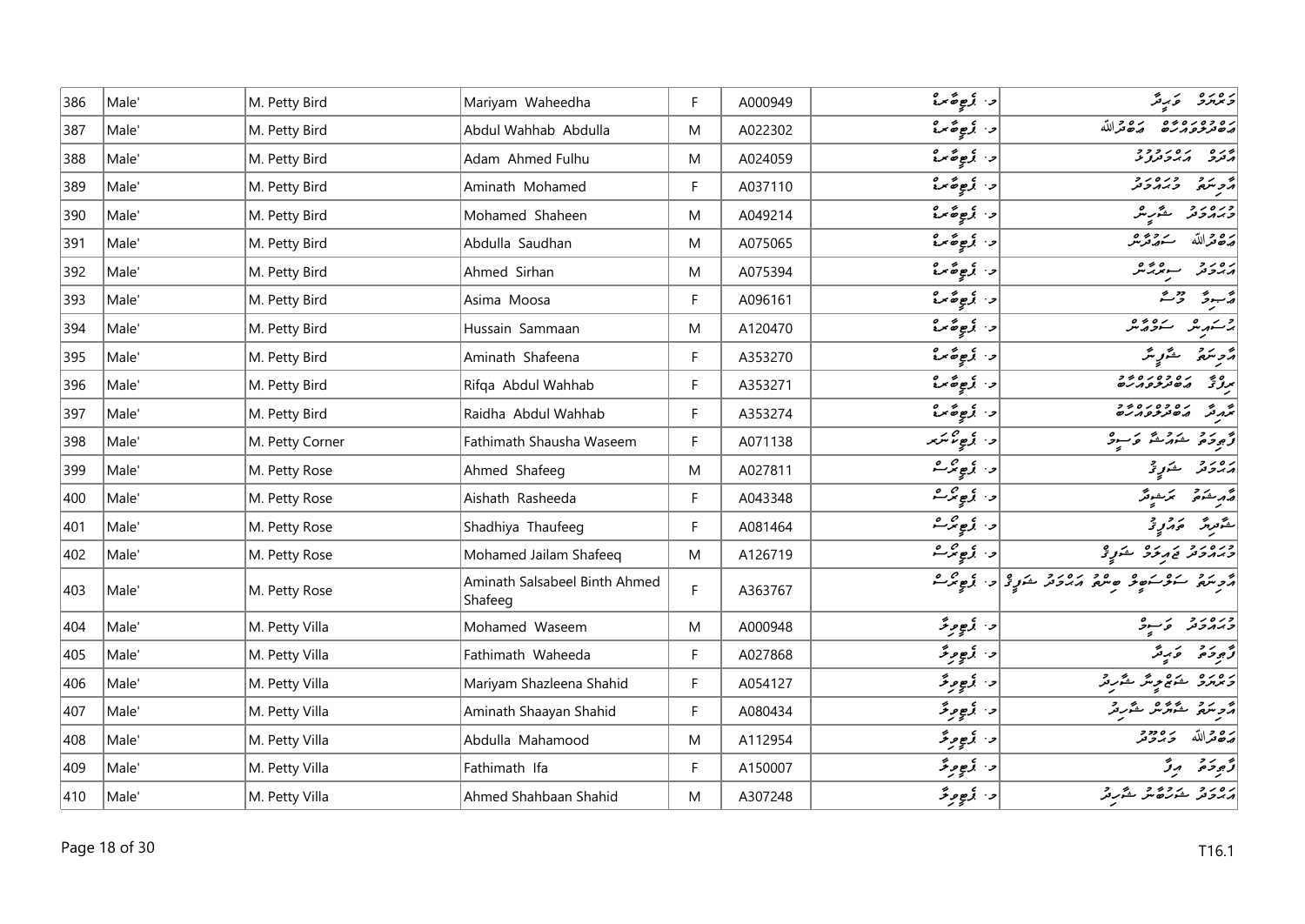| 386 | Male' | M. Petty Bird | Mariyam Waheedha | F | A000949 | މ. ޕެޓީބާޑް | މަރިޔަމް ވަހީދާ |
|---|---|---|---|---|---|---|---|
| 387 | Male' | M. Petty Bird | Abdul Wahhab Abdulla | M | A022302 | މ. ޕެޓީބާޑް | އަބްދުލްވައްހާބް އަބްދުﷲ |
| 388 | Male' | M. Petty Bird | Adam Ahmed Fulhu | M | A024059 | މ. ޕެޓީބާޑް | އާދަމް އަޙްމަދުފުޅު |
| 389 | Male' | M. Petty Bird | Aminath Mohamed | F | A037110 | މ. ޕެޓީބާޑް | އާމިނަތު މުޙައްމަދު |
| 390 | Male' | M. Petty Bird | Mohamed Shaheen | M | A049214 | މ. ޕެޓީބާޑް | މުޙައްމަދު ޝާހީން |
| 391 | Male' | M. Petty Bird | Abdulla Saudhan | M | A075065 | މ. ޕެޓީބާޑް | އަބްދުﷲ ސައުދާން |
| 392 | Male' | M. Petty Bird | Ahmed Sirhan | M | A075394 | މ. ޕެޓީބާޑް | އަޙްމަދު ސިރުހާން |
| 393 | Male' | M. Petty Bird | Asima Moosa | F | A096161 | މ. ޕެޓީބާޑް | އާސިމާ މޫސާ |
| 394 | Male' | M. Petty Bird | Hussain Sammaan | M | A120470 | މ. ޕެޓީބާޑް | ހުސައިން ސައްމާން |
| 395 | Male' | M. Petty Bird | Aminath Shafeena | F | A353270 | މ. ޕެޓީބާޑް | އާމިނަތު ޝަފީނާ |
| 396 | Male' | M. Petty Bird | Rifqa Abdul Wahhab | F | A353271 | މ. ޕެޓީބާޑް | ރިފްގާ އަބްދުލްވައްހާބް |
| 397 | Male' | M. Petty Bird | Raidha Abdul Wahhab | F | A353274 | މ. ޕެޓީބާޑް | ރާއިދާ އަބްދުލްވައްހާބް |
| 398 | Male' | M. Petty Corner | Fathimath Shausha Waseem | F | A071138 | މ. ޕެޓީކޯނަރ | ފާތިމަތު ޝައުޝާ ވަސީމް |
| 399 | Male' | M. Petty Rose | Ahmed Shafeeg | M | A027811 | މ. ޕެޓީރޯސް | އަޙްމަދު ޝަފީގު |
| 400 | Male' | M. Petty Rose | Aishath Rasheeda | F | A043348 | މ. ޕެޓީރޯސް | އާއިޝަތު ރަޝީދާ |
| 401 | Male' | M. Petty Rose | Shadhiya Thaufeeg | F | A081464 | މ. ޕެޓީރޯސް | ޝާދިޔާ ތައުފީގު |
| 402 | Male' | M. Petty Rose | Mohamed Jailam Shafeeq | M | A126719 | މ. ޕެޓީރޯސް | މުޙައްމަދު ޖައިލަމް ޝަފީޤު |
| 403 | Male' | M. Petty Rose | Aminath Salsabeel Binth Ahmed Shafeeg | F | A363767 | މ. ޕެޓީރޯސް | އާމިނަތު ސަލްސަބީލް ބިންތު އަޙްމަދު ޝަފީގު |
| 404 | Male' | M. Petty Villa | Mohamed Waseem | M | A000948 | މ. ޕެޓީވިލާ | މުޙައްމަދު ވަސީމް |
| 405 | Male' | M. Petty Villa | Fathimath Waheeda | F | A027868 | މ. ޕެޓީވިލާ | ފާތިމަތު ވަހީދާ |
| 406 | Male' | M. Petty Villa | Mariyam Shazleena Shahid | F | A054127 | މ. ޕެޓީވިލާ | މަރިޔަމް ޝަޒްލީނާ ޝާހިދު |
| 407 | Male' | M. Petty Villa | Aminath Shaayan Shahid | F | A080434 | މ. ޕެޓީވިލާ | އާމިނަތު ޝާޔާން ޝާހިދު |
| 408 | Male' | M. Petty Villa | Abdulla Mahamood | M | A112954 | މ. ޕެޓީވިލާ | އަބްދުﷲ މަޙްމޫދު |
| 409 | Male' | M. Petty Villa | Fathimath Ifa | F | A150007 | މ. ޕެޓީވިލާ | ފާތިމަތު އިފާ |
| 410 | Male' | M. Petty Villa | Ahmed Shahbaan Shahid | M | A307248 | މ. ޕެޓީވިލާ | އަޙްމަދު ޝަހްބާން ޝާހިދު |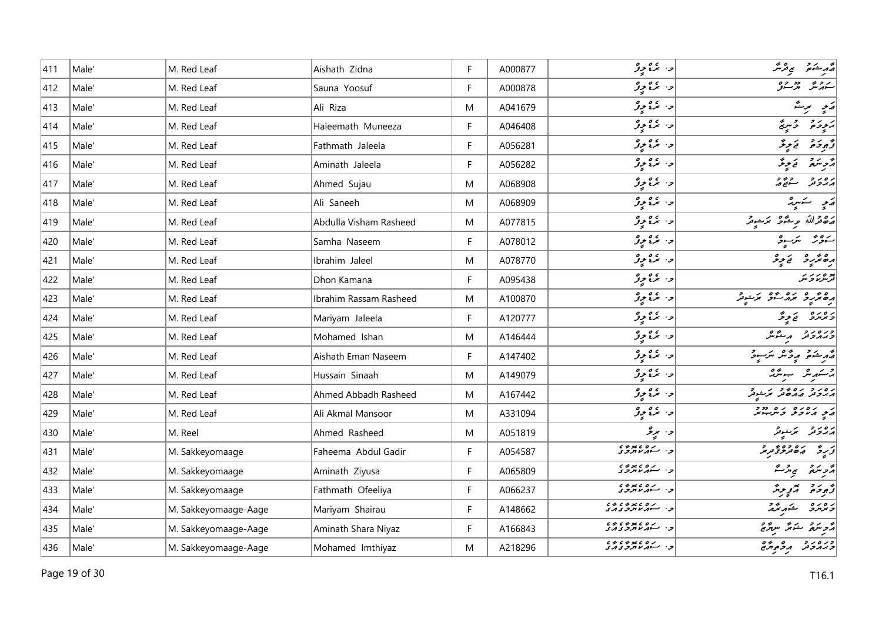| 411 | Male' | M. Red Leaf | Aishath Zidna | F | A000877 | މ. ރެޑްލީފް | އާއިޝަތު ޒިދްނާ |
|---|---|---|---|---|---|---|---|
| 412 | Male' | M. Red Leaf | Sauna Yoosuf | F | A000878 | މ. ރެޑްލީފް | ސައުނާ ޔޫސުފް |
| 413 | Male' | M. Red Leaf | Ali Riza | M | A041679 | މ. ރެޑްލީފް | އަލީ ރިޟާ |
| 414 | Male' | M. Red Leaf | Haleemath Muneeza | F | A046408 | މ. ރެޑްލީފް | ހަލީމަތު މުނީޒާ |
| 415 | Male' | M. Red Leaf | Fathmath Jaleela | F | A056281 | މ. ރެޑްލީފް | ފާތިމަތު ޖަލީލާ |
| 416 | Male' | M. Red Leaf | Aminath Jaleela | F | A056282 | މ. ރެޑްލީފް | އާމިނަތު ޖަލީލާ |
| 417 | Male' | M. Red Leaf | Ahmed Sujau | M | A068908 | މ. ރެޑްލީފް | އަޙްމަދު ސުޖާއު |
| 418 | Male' | M. Red Leaf | Ali Saneeh | M | A068909 | މ. ރެޑްލީފް | އަލީ ސަނީހް |
| 419 | Male' | M. Red Leaf | Abdulla Visham Rasheed | M | A077815 | މ. ރެޑްލީފް | އަބްދުﷲ ވިޝާމް ރަޝީދު |
| 420 | Male' | M. Red Leaf | Samha Naseem | F | A078012 | މ. ރެޑްލީފް | ސަމްހާ ނަސީމް |
| 421 | Male' | M. Red Leaf | Ibrahim Jaleel | M | A078770 | މ. ރެޑްލީފް | އިބްރާހިމް ޖަލީލް |
| 422 | Male' | M. Red Leaf | Dhon Kamana | F | A095438 | މ. ރެޑްލީފް | ދޮންކަމަނާ |
| 423 | Male' | M. Red Leaf | Ibrahim Rassam Rasheed | M | A100870 | މ. ރެޑްލީފް | އިބްރާހިމް ރައްސާމް ރަޝީދު |
| 424 | Male' | M. Red Leaf | Mariyam Jaleela | F | A120777 | މ. ރެޑްލީފް | މަރިޔަމް ޖަލީލާ |
| 425 | Male' | M. Red Leaf | Mohamed Ishan | M | A146444 | މ. ރެޑްލީފް | މުޙައްމަދު އިޝާން |
| 426 | Male' | M. Red Leaf | Aishath Eman Naseem | F | A147402 | މ. ރެޑްލީފް | އާއިޝަތު އީމާން ނަސީމް |
| 427 | Male' | M. Red Leaf | Hussain Sinaah | M | A149079 | މ. ރެޑްލީފް | ހުސައިން ސިނާހް |
| 428 | Male' | M. Red Leaf | Ahmed Abbadh Rasheed | M | A167442 | މ. ރެޑްލީފް | އަޙްމަދު އައްބާދު ރަޝީދު |
| 429 | Male' | M. Red Leaf | Ali Akmal Mansoor | M | A331094 | މ. ރެޑްލީފް | އަލީ އަކްމަލް މަންސޫރު |
| 430 | Male' | M. Reel | Ahmed Rasheed | M | A051819 | މ. ރީލް | އަޙްމަދު ރަޝީދު |
| 431 | Male' | M. Sakkeyomaage | Faheema Abdul Gadir | F | A054587 | މ. ސައްކެޔޮމާގެ | ފަހީމާ އަބްދުލްޤާދިރު |
| 432 | Male' | M. Sakkeyomaage | Aminath Ziyusa | F | A065809 | މ. ސައްކެޔޮމާގެ | އާމިނަތު ޒިޔުސާ |
| 433 | Male' | M. Sakkeyomaage | Fathmath Ofeeliya | F | A066237 | މ. ސައްކެޔޮމާގެ | ފާތިމަތު އޮފީލިޔާ |
| 434 | Male' | M. Sakkeyomaage-Aage | Mariyam Shairau | F | A148662 | މ. ސައްކެޔޮމާގެއާގެ | މަރިޔަމް ޝައިރާއު |
| 435 | Male' | M. Sakkeyomaage-Aage | Aminath Shara Niyaz | F | A166843 | މ. ސައްކެޔޮމާގެއާގެ | އާމިނަތު ޝަރާ ނިޔާޒް |
| 436 | Male' | M. Sakkeyomaage-Aage | Mohamed Imthiyaz | M | A218296 | މ. ސައްކެޔޮމާގެއާގެ | މުޙައްމަދު އިމްތިޔާޒް |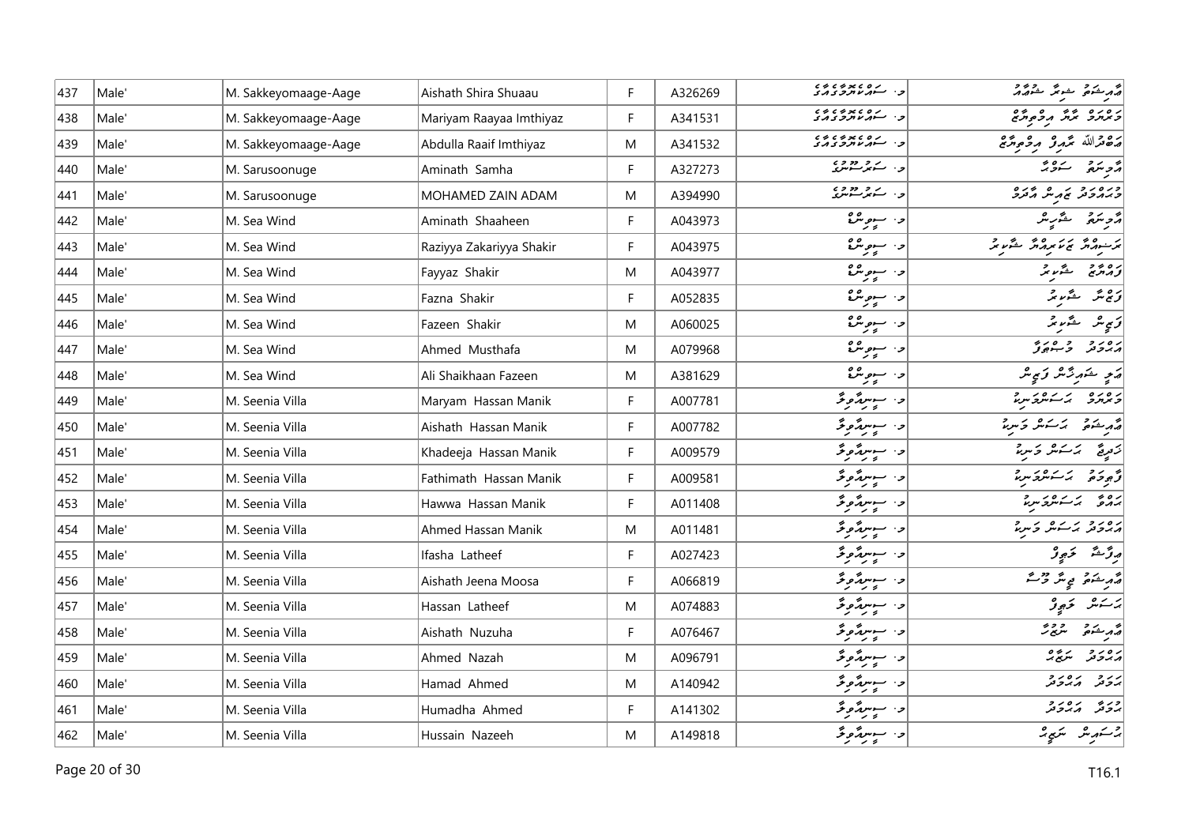| 437 | Male' | M. Sakkeyomaage-Aage | Aishath Shira Shuaau | F | A326269 | މ. ސައްކެޔޮމާގެއާގެ | އައިޝަތު ޝީރާ ޝުޢާއު |
|---|---|---|---|---|---|---|---|
| 438 | Male' | M. Sakkeyomaage-Aage | Mariyam Raayaa Imthiyaz | F | A341531 | މ. ސައްކެޔޮމާގެއާގެ | މަރިޔަމް ރާޔާ އިމްތިޔާޒު |
| 439 | Male' | M. Sakkeyomaage-Aage | Abdulla Raaif Imthiyaz | M | A341532 | މ. ސައްކެޔޮމާގެއާގެ | އަބްދުﷲ ރާއިފް އިމްތިޔާޒު |
| 440 | Male' | M. Sarusoonuge | Aminath Samha | F | A327273 | މ. ސަރުސޫނުގެ | އާމިނަތު ސަމްހާ |
| 441 | Male' | M. Sarusoonuge | MOHAMED ZAIN ADAM | M | A394990 | މ. ސަރުސޫނުގެ | މުހައްމަދު ޒައިން އާދަމް |
| 442 | Male' | M. Sea Wind | Aminath Shaaheen | F | A043973 | މ. ސީވިންޑް | އާމިނަތު ޝާހީން |
| 443 | Male' | M. Sea Wind | Raziyya Zakariyya Shakir | F | A043975 | މ. ސީވިންޑް | ރަޒިއްޔާ ޒަކަރިއްޔާ ޝާކިރު |
| 444 | Male' | M. Sea Wind | Fayyaz Shakir | M | A043977 | މ. ސީވިންޑް | ފައްޔާޒު ޝާކިރު |
| 445 | Male' | M. Sea Wind | Fazna Shakir | F | A052835 | މ. ސީވިންޑް | ފަޒްނާ ޝާކިރު |
| 446 | Male' | M. Sea Wind | Fazeen Shakir | M | A060025 | މ. ސީވިންޑް | ފަޒީން ޝާކިރު |
| 447 | Male' | M. Sea Wind | Ahmed Musthafa | M | A079968 | މ. ސީވިންޑް | އަހްމަދު މުސްތަފާ |
| 448 | Male' | M. Sea Wind | Ali Shaikhaan Fazeen | M | A381629 | މ. ސީވިންޑް | އަލި ޝައިޚާން ފަޒީން |
| 449 | Male' | M. Seenia Villa | Maryam Hassan Manik | F | A007781 | މ. ސީނިއާވިލާ | މަރްޔަމް ހަސަންމަނިކު |
| 450 | Male' | M. Seenia Villa | Aishath Hassan Manik | F | A007782 | މ. ސީނިއާވިލާ | އައިޝަތު ހަސަން މަނިކު |
| 451 | Male' | M. Seenia Villa | Khadeeja Hassan Manik | F | A009579 | މ. ސީނިއާވިލާ | ޚަދީޖާ ހަސަން މަނިކު |
| 452 | Male' | M. Seenia Villa | Fathimath Hassan Manik | F | A009581 | މ. ސީނިއާވިލާ | ފާތިމަތު ހަސަންމަނިކު |
| 453 | Male' | M. Seenia Villa | Hawwa Hassan Manik | F | A011408 | މ. ސީނިއާވިލާ | ހައްވާ ހަސަންމަނިކު |
| 454 | Male' | M. Seenia Villa | Ahmed Hassan Manik | M | A011481 | މ. ސީނިއާވިލާ | އަހްމަދު ހަސަން މަނިކު |
| 455 | Male' | M. Seenia Villa | Ifasha Latheef | F | A027423 | މ. ސީނިއާވިލާ | އިފާޝާ ލަތީފު |
| 456 | Male' | M. Seenia Villa | Aishath Jeena Moosa | F | A066819 | މ. ސީނިއާވިލާ | އައިޝަތު ޖީނާ މޫސާ |
| 457 | Male' | M. Seenia Villa | Hassan Latheef | M | A074883 | މ. ސީނިއާވިލާ | ހަސަން ލަތީފު |
| 458 | Male' | M. Seenia Villa | Aishath Nuzuha | F | A076467 | މ. ސީނިއާވިލާ | އައިޝަތު ނުޒުހާ |
| 459 | Male' | M. Seenia Villa | Ahmed Nazah | M | A096791 | މ. ސީނިއާވިލާ | އަހްމަދު ނަޒާހު |
| 460 | Male' | M. Seenia Villa | Hamad Ahmed | M | A140942 | މ. ސީނިއާވިލާ | ހަމަދު އަހްމަދު |
| 461 | Male' | M. Seenia Villa | Humadha Ahmed | F | A141302 | މ. ސީނިއާވިލާ | ހުމަދާ އަހްމަދު |
| 462 | Male' | M. Seenia Villa | Hussain Nazeeh | M | A149818 | މ. ސީނިއާވިލާ | ހުސައިން ނަޒީހު |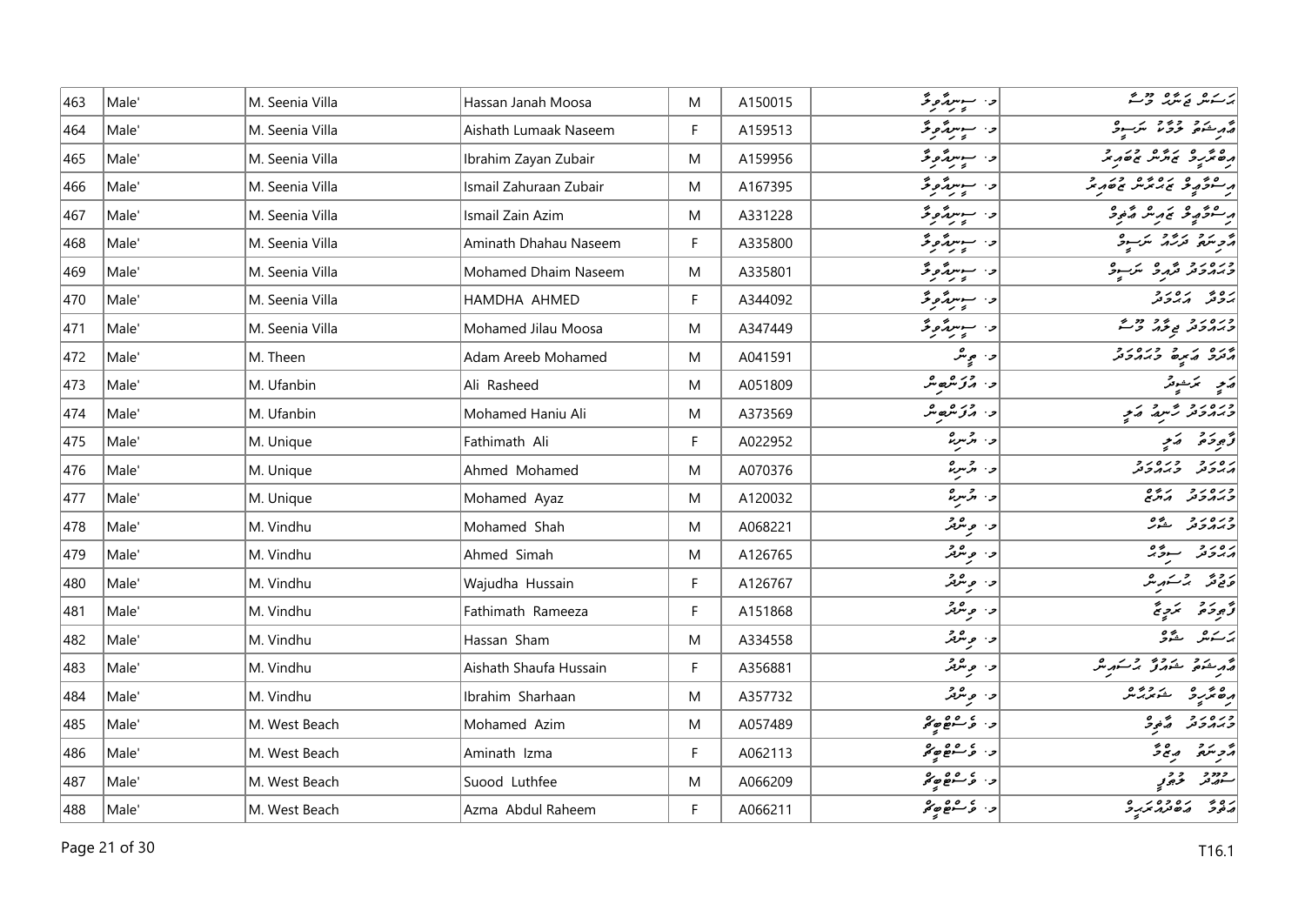| 463 | Male' | M. Seenia Villa | Hassan Janah Moosa | M | A150015 | މ. ސީނިއާވިލާ | ހަސަން ޖަނާޙް މޫސާ |
|---|---|---|---|---|---|---|---|
| 464 | Male' | M. Seenia Villa | Aishath Lumaak Naseem | F | A159513 | މ. ސީނިއާވިލާ | އައިޝަތު ލުމާކް ނަސީމް |
| 465 | Male' | M. Seenia Villa | Ibrahim Zayan Zubair | M | A159956 | މ. ސީނިއާވިލާ | އިބްރާހީމް ޒަޔާން ޒުބައިރު |
| 466 | Male' | M. Seenia Villa | Ismail Zahuraan Zubair | M | A167395 | މ. ސީނިއާވިލާ | އިސްމާއީލް ޒަހުރާން ޒުބައިރު |
| 467 | Male' | M. Seenia Villa | Ismail Zain Azim | M | A331228 | މ. ސީނިއާވިލާ | އިސްމާއީލް ޒައިން އާޒިމް |
| 468 | Male' | M. Seenia Villa | Aminath Dhahau Naseem | F | A335800 | މ. ސީނިއާވިލާ | އާމިނަތު ދަހައު ނަސީމް |
| 469 | Male' | M. Seenia Villa | Mohamed Dhaim Naseem | M | A335801 | މ. ސީނިއާވިލާ | މުޙައްމަދު ދާއިމް ނަސީމް |
| 470 | Male' | M. Seenia Villa | HAMDHA AHMED | F | A344092 | މ. ސީނިއާވިލާ | ހަމްދާ އަޙްމަދު |
| 471 | Male' | M. Seenia Villa | Mohamed Jilau Moosa | M | A347449 | މ. ސީނިއާވިލާ | މުޙައްމަދު ޖިލާއު މޫސާ |
| 472 | Male' | M. Theen | Adam Areeb Mohamed | M | A041591 | މ. ތީން | އާދަމް އަރީބް މުޙައްމަދު |
| 473 | Male' | M. Ufanbin | Ali Rasheed | M | A051809 | މ. އުފަންބިން | އަލި ރަޝީދު |
| 474 | Male' | M. Ufanbin | Mohamed Haniu Ali | M | A373569 | މ. އުފަންބިން | މުޙައްމަދު ހާނިއު އަލި |
| 475 | Male' | M. Unique | Fathimath Ali | F | A022952 | މ. ޔުނީކް | ފާތިމަތު އަލި |
| 476 | Male' | M. Unique | Ahmed Mohamed | M | A070376 | މ. ޔުނީކް | އަޙްމަދު މުޙައްމަދު |
| 477 | Male' | M. Unique | Mohamed Ayaz | M | A120032 | މ. ޔުނީކް | މުޙައްމަދު އަޔާޒް |
| 478 | Male' | M. Vindhu | Mohamed Shah | M | A068221 | މ. ވިންދު | މުޙައްމަދު ޝާހް |
| 479 | Male' | M. Vindhu | Ahmed Simah | M | A126765 | މ. ވިންދު | އަޙްމަދު ސިމާހް |
| 480 | Male' | M. Vindhu | Wajudha Hussain | F | A126767 | މ. ވިންދު | ވަޖުދާ ހުސައިން |
| 481 | Male' | M. Vindhu | Fathimath Rameeza | F | A151868 | މ. ވިންދު | ފާތިމަތު ރަމީޒާ |
| 482 | Male' | M. Vindhu | Hassan Sham | M | A334558 | މ. ވިންދު | ހަސަން ޝާމް |
| 483 | Male' | M. Vindhu | Aishath Shaufa Hussain | F | A356881 | މ. ވިންދު | އައިޝަތު ޝައުފާ ހުސައިން |
| 484 | Male' | M. Vindhu | Ibrahim Sharhaan | M | A357732 | މ. ވިންދު | އިބްރާހީމް ޝަރުހާން |
| 485 | Male' | M. West Beach | Mohamed Azim | M | A057489 | މ. ވެސްޓްބީޗް | މުޙައްމަދު އާޒިމް |
| 486 | Male' | M. West Beach | Aminath Izma | F | A062113 | މ. ވެސްޓްބީޗް | އާމިނަތު އިޒްމާ |
| 487 | Male' | M. West Beach | Suood Luthfee | M | A066209 | މ. ވެސްޓްބީޗް | ސުޢޫދު ލުތުފީ |
| 488 | Male' | M. West Beach | Azma Abdul Raheem | F | A066211 | މ. ވެސްޓްބީޗް | އަޒްމާ އަބްދުލްރަޙީމް |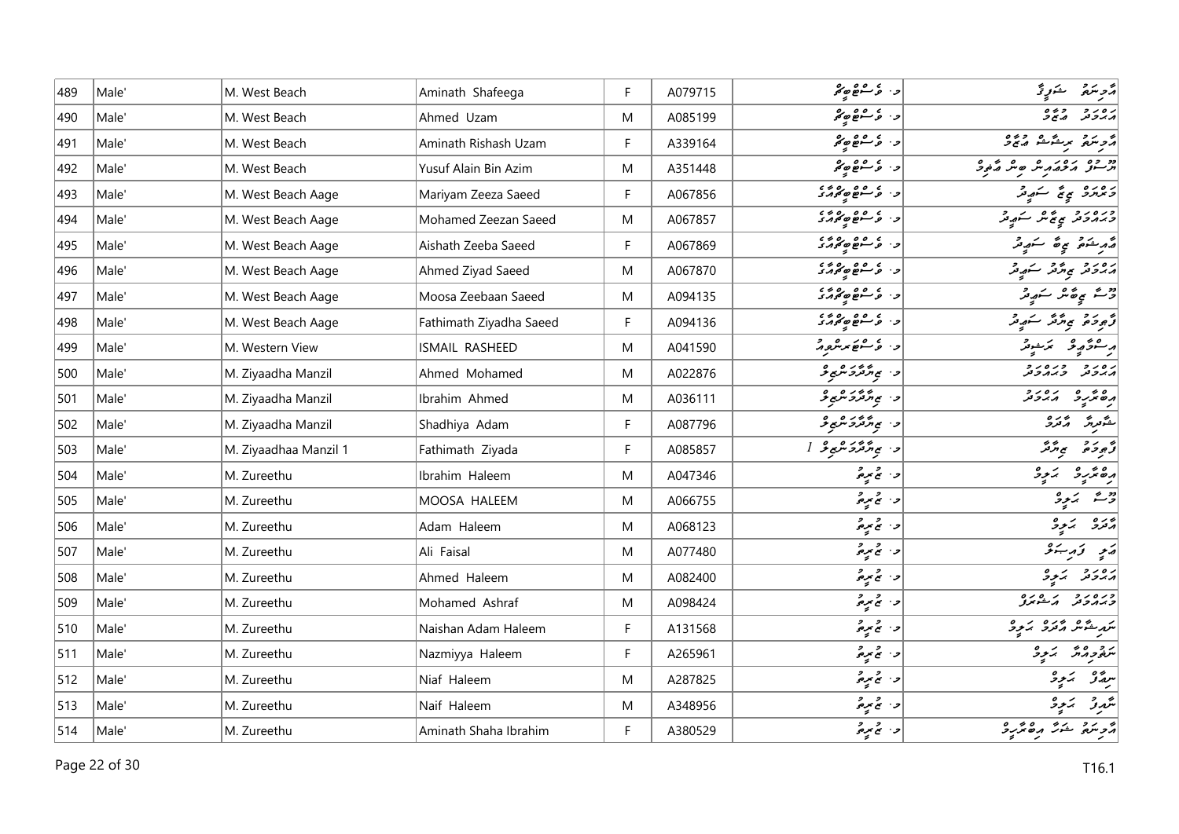| 489 | Male' | M. West Beach | Aminath Shafeega | F | A079715 | މ. ވެސްޓްބީޗް | އާމިނަތު ޝަފީގާ |
|---|---|---|---|---|---|---|---|
| 490 | Male' | M. West Beach | Ahmed Uzam | M | A085199 | މ. ވެސްޓްބީޗް | އަޙްމަދު އުޒާމް |
| 491 | Male' | M. West Beach | Aminath Rishash Uzam | F | A339164 | މ. ވެސްޓްބީޗް | އާމިނަތު ރިޝާޝް އުޒާމް |
| 492 | Male' | M. West Beach | Yusuf Alain Bin Azim | M | A351448 | މ. ވެސްޓްބީޗް | ޔޫސުފް އަލައިން ބިން އާޒިމް |
| 493 | Male' | M. West Beach Aage | Mariyam Zeeza Saeed | F | A067856 | މ. ވެސްޓްބީޗްއާގެ | މަރިޔަމް ޒީޒާ ސައީދު |
| 494 | Male' | M. West Beach Aage | Mohamed Zeezan Saeed | M | A067857 | މ. ވެސްޓްބީޗްއާގެ | މުޙައްމަދު ޒީޒާން ސައީދު |
| 495 | Male' | M. West Beach Aage | Aishath Zeeba Saeed | F | A067869 | މ. ވެސްޓްބީޗްއާގެ | އައިޝަތު ޒީބާ ސައީދު |
| 496 | Male' | M. West Beach Aage | Ahmed Ziyad Saeed | M | A067870 | މ. ވެސްޓްބީޗްއާގެ | އަޙްމަދު ޒިޔާދު ސައީދު |
| 497 | Male' | M. West Beach Aage | Moosa Zeebaan Saeed | M | A094135 | މ. ވެސްޓްބީޗްއާގެ | މޫސާ ޒީބާން ސައީދު |
| 498 | Male' | M. West Beach Aage | Fathimath Ziyadha Saeed | F | A094136 | މ. ވެސްޓްބީޗްއާގެ | ފާތިމަތު ޒިޔާދާ ސައީދު |
| 499 | Male' | M. Western View | ISMAIL RASHEED | M | A041590 | މ. ވެސްޓަރންވިއު | އިސްމާޢީލް ރަޝީދު |
| 500 | Male' | M. Ziyaadha Manzil | Ahmed Mohamed | M | A022876 | މ. ޒިޔާދާމަންޒިލް | އަޙްމަދު މުޙައްމަދު |
| 501 | Male' | M. Ziyaadha Manzil | Ibrahim Ahmed | M | A036111 | މ. ޒިޔާދާމަންޒިލް | އިބްރާހީމް އަޙްމަދު |
| 502 | Male' | M. Ziyaadha Manzil | Shadhiya Adam | F | A087796 | މ. ޒިޔާދާމަންޒިލް | ޝާދިޔާ އާދަމް |
| 503 | Male' | M. Ziyaadhaa Manzil 1 | Fathimath Ziyada | F | A085857 | މ. ޒިޔާދާމަންޒިލް 1 | ފާތިމަތު ޒިޔާދާ |
| 504 | Male' | M. Zureethu | Ibrahim Haleem | M | A047346 | މ. ޒުރީތު | އިބްރާހީމް ހަލީމް |
| 505 | Male' | M. Zureethu | MOOSA HALEEM | M | A066755 | މ. ޒުރީތު | މޫސާ ހަލީމް |
| 506 | Male' | M. Zureethu | Adam Haleem | M | A068123 | މ. ޒުރީތު | އާދަމް ހަލީމް |
| 507 | Male' | M. Zureethu | Ali Faisal | M | A077480 | މ. ޒުރީތު | އަލި ފައިސަލް |
| 508 | Male' | M. Zureethu | Ahmed Haleem | M | A082400 | މ. ޒުރީތު | އަޙްމަދު ހަލީމް |
| 509 | Male' | M. Zureethu | Mohamed Ashraf | M | A098424 | މ. ޒުރީތު | މުޙައްމަދު އަޝްރަފް |
| 510 | Male' | M. Zureethu | Naishan Adam Haleem | F | A131568 | މ. ޒުރީތު | ނައިޝާން އާދަމް ހަލީމް |
| 511 | Male' | M. Zureethu | Nazmiyya Haleem | F | A265961 | މ. ޒުރީތު | ނަޒްމިއްޔާ ހަލީމް |
| 512 | Male' | M. Zureethu | Niaf Haleem | M | A287825 | މ. ޒުރީތު | ނިޔާފް ހަލީމް |
| 513 | Male' | M. Zureethu | Naif Haleem | M | A348956 | މ. ޒުރީތު | ނާއިފް ހަލީމް |
| 514 | Male' | M. Zureethu | Aminath Shaha Ibrahim | F | A380529 | މ. ޒުރީތު | އާމިނަތު ޝަހާ އިބްރާހީމް |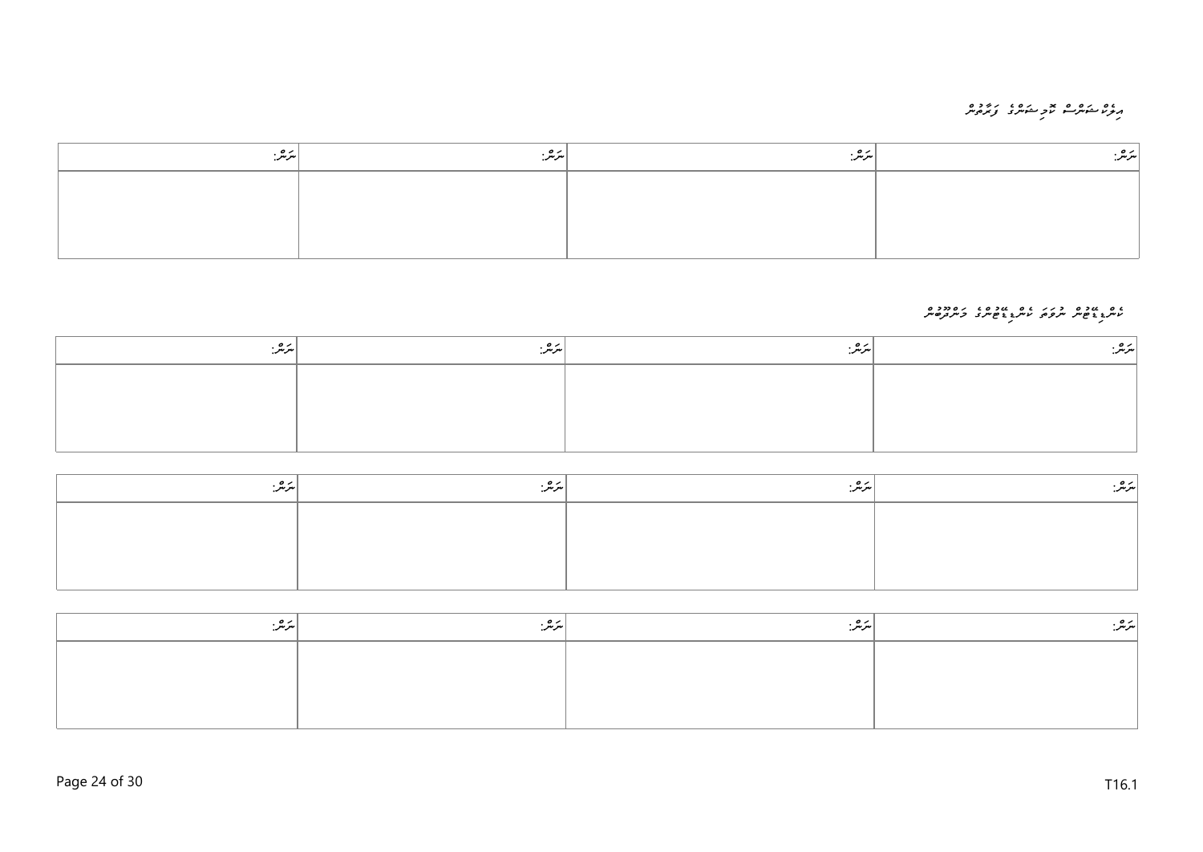# ޤައުމީ ސަރަހައްދުގެ ޒާތުން ސަލާމަތްކުރުން ހިމާޔަތްކުރުމުގެ ފަރާތަކުން

| ނަންބަރު: | ނަންބަރު: | ނަންބަރު: | ނަންބަރު: |
|---|---|---|---|
| | | | |

## ކުންފުނީގެ ނަމުގައި ކުންފުނީގެ ޝަރުޠުތައް

| ނަންބަރު: | ނަންބަރު: | ނަންބަރު: | ނަންބަރު: |
|---|---|---|---|
| | | | |

| ނަންބަރު: | ނަންބަރު: | ނަންބަރު: | ނަންބަރު: |
|---|---|---|---|
| | | | |

| ނަންބަރު: | ނަންބަރު: | ނަންބަރު: | ނަންބަރު: |
|---|---|---|---|
| | | | |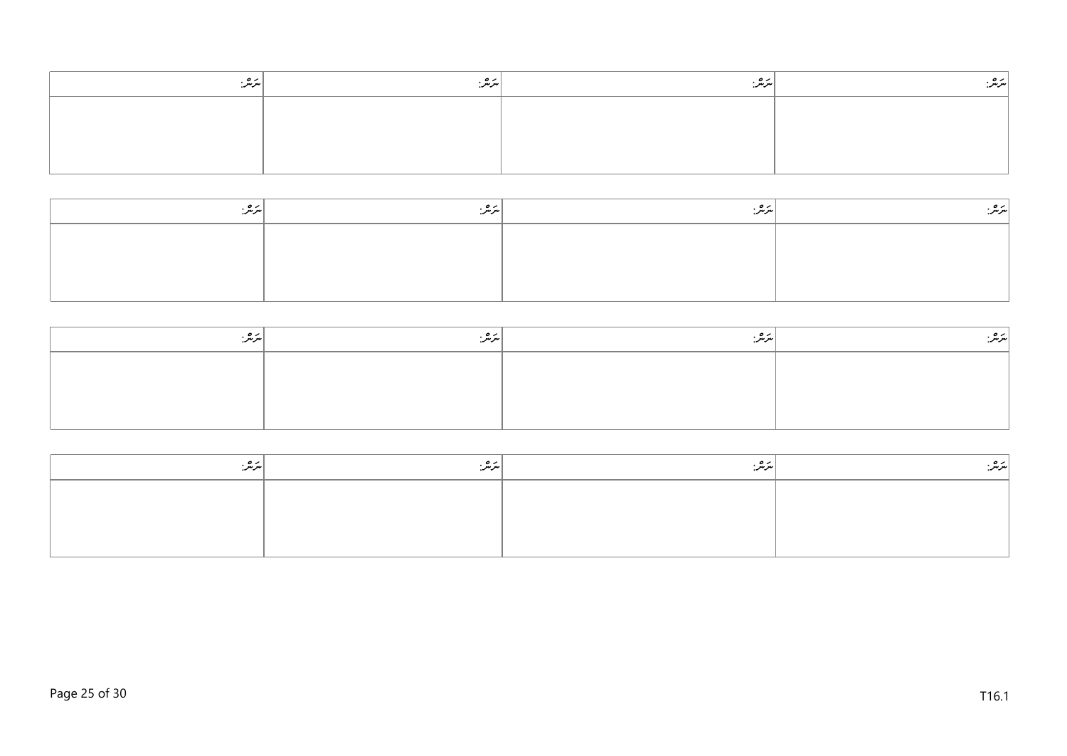| ނަންބަރު: | ނަންބަރު: | ނަންބަރު: | ނަންބަރު: |
|---|---|---|---|
| | | | |

| ނަންބަރު: | ނަންބަރު: | ނަންބަރު: | ނަންބަރު: |
|---|---|---|---|
| | | | |

| ނަންބަރު: | ނަންބަރު: | ނަންބަރު: | ނަންބަރު: |
|---|---|---|---|
| | | | |

| ނަންބަރު: | ނަންބަރު: | ނަންބަރު: | ނަންބަރު: |
|---|---|---|---|
| | | | |

T16.1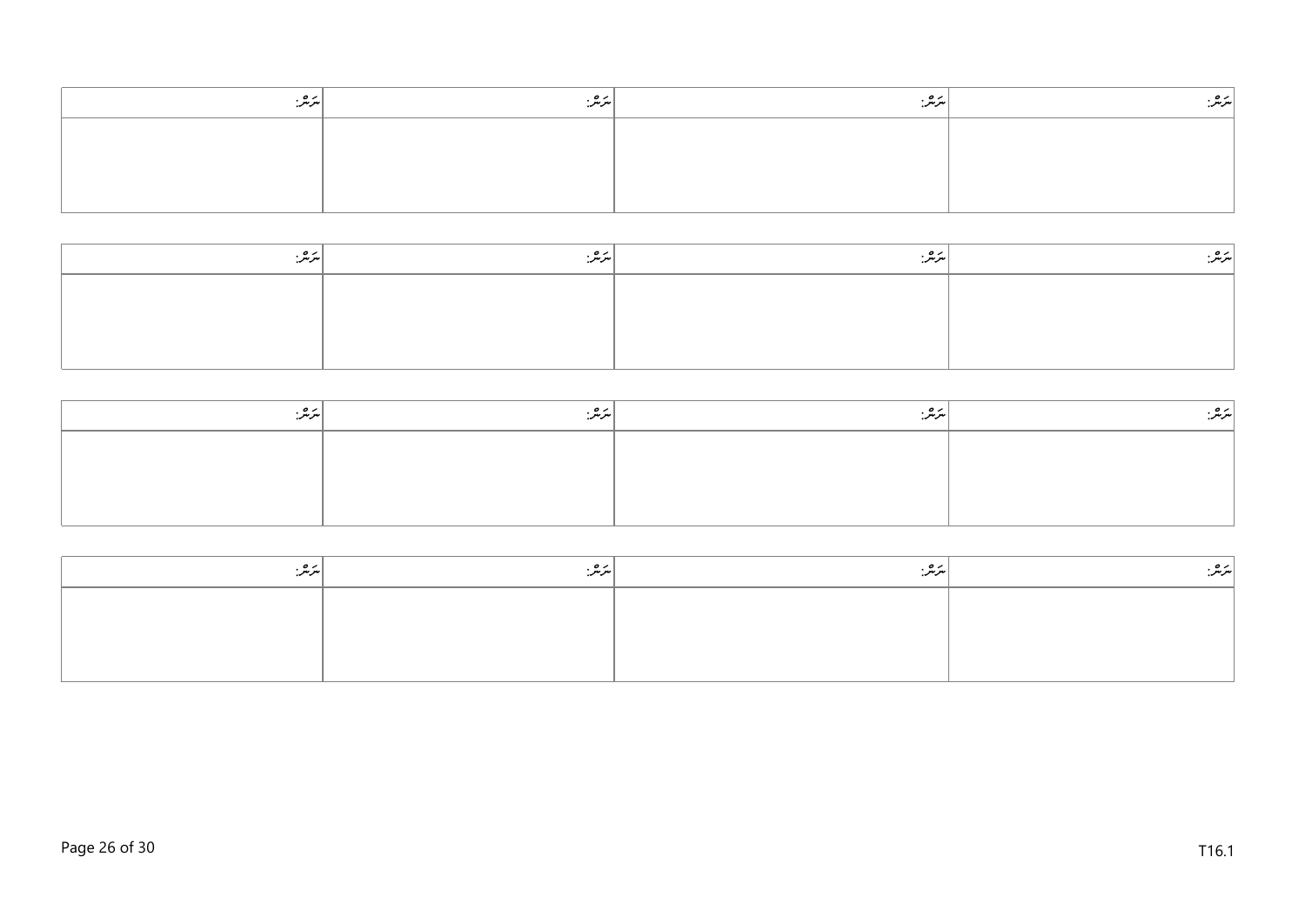| ނަންބަރު: | ނަންބަރު: | ނަންބަރު: | ނަންބަރު: |
| --- | --- | --- | --- |
| | | | |

| ނަންބަރު: | ނަންބަރު: | ނަންބަރު: | ނަންބަރު: |
| --- | --- | --- | --- |
| | | | |

| ނަންބަރު: | ނަންބަރު: | ނަންބަރު: | ނަންބަރު: |
| --- | --- | --- | --- |
| | | | |

| ނަންބަރު: | ނަންބަރު: | ނަންބަރު: | ނަންބަރު: |
| --- | --- | --- | --- |
| | | | |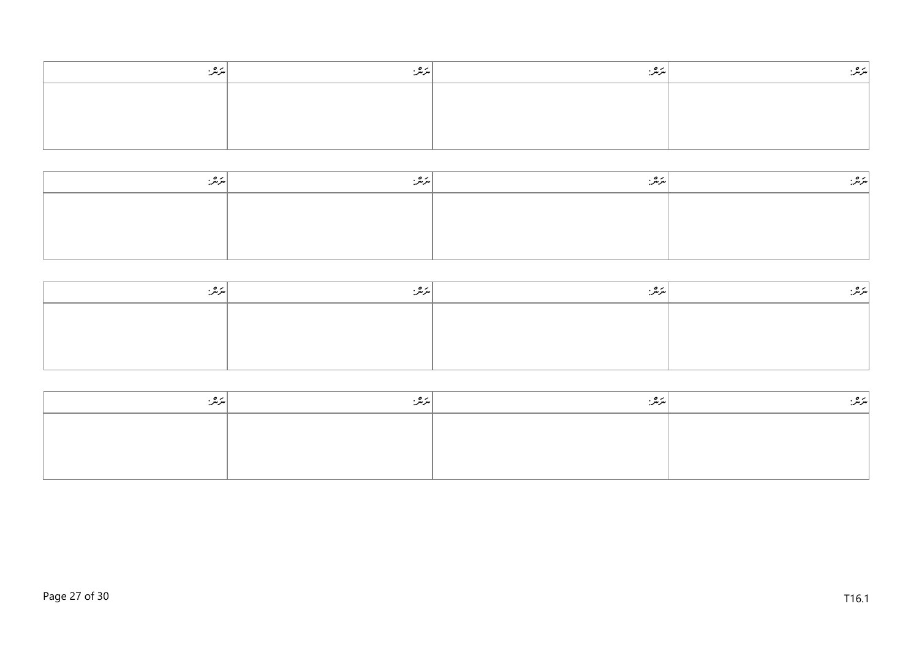| ىَرَىْر: | ىَرَىْر: | ىَرَىْر: | ىَرَىْر: |
| --- | --- | --- | --- |
| | | | |

| ىَرَىْر: | ىَرَىْر: | ىَرَىْر: | ىَرَىْر: |
| --- | --- | --- | --- |
| | | | |

| ىَرَىْر: | ىَرَىْر: | ىَرَىْر: | ىَرَىْر: |
| --- | --- | --- | --- |
| | | | |

| ىَرَىْر: | ىَرَىْر: | ىَرَىْر: | ىَرَىْر: |
| --- | --- | --- | --- |
| | | | |

T16.1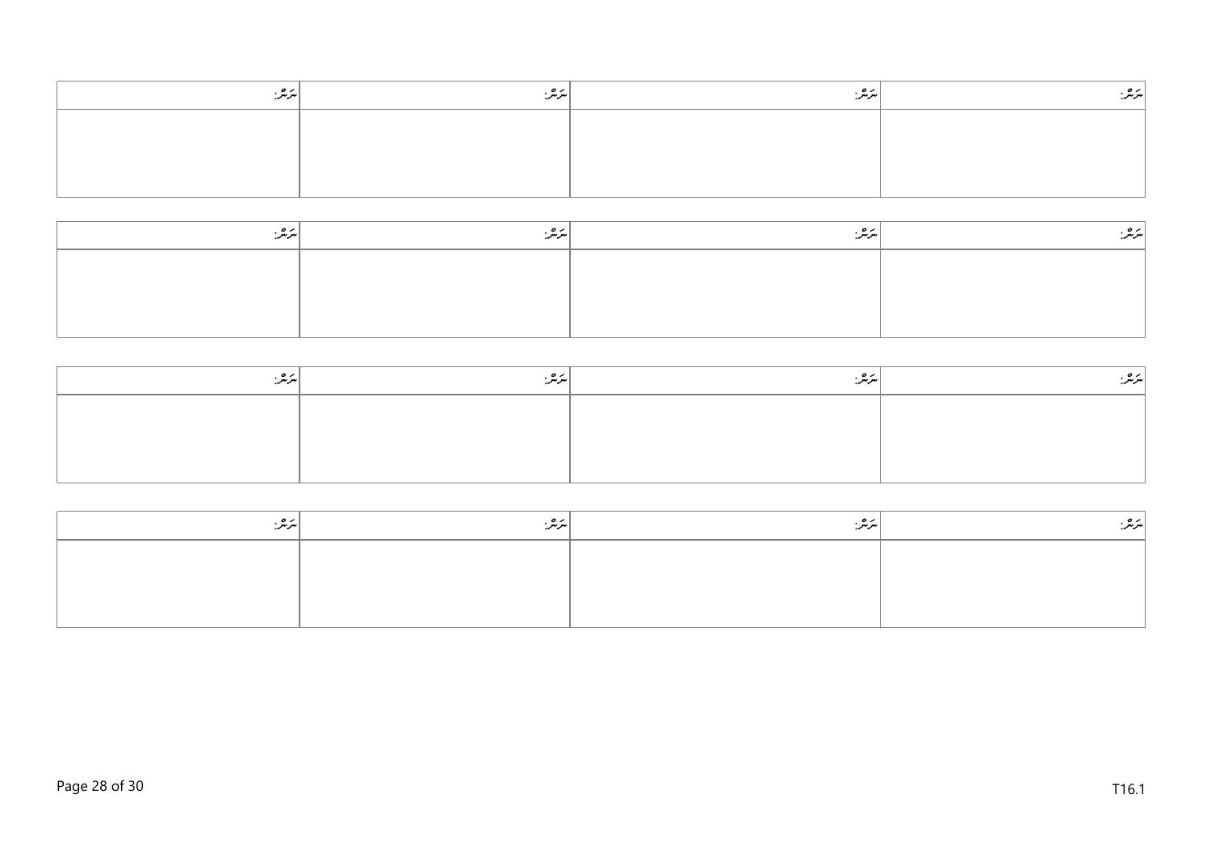| ނަރަދ: | ނަރަދ: | ނަރަދ: | ނަރަދ: |
| --- | --- | --- | --- |
| | | | |

| ނަރަދ: | ނަރަދ: | ނަރަދ: | ނަރަދ: |
| --- | --- | --- | --- |
| | | | |

| ނަރަދ: | ނަރަދ: | ނަރަދ: | ނަރަދ: |
| --- | --- | --- | --- |
| | | | |

| ނަރަދ: | ނަރަދ: | ނަރަދ: | ނަރަދ: |
| --- | --- | --- | --- |
| | | | |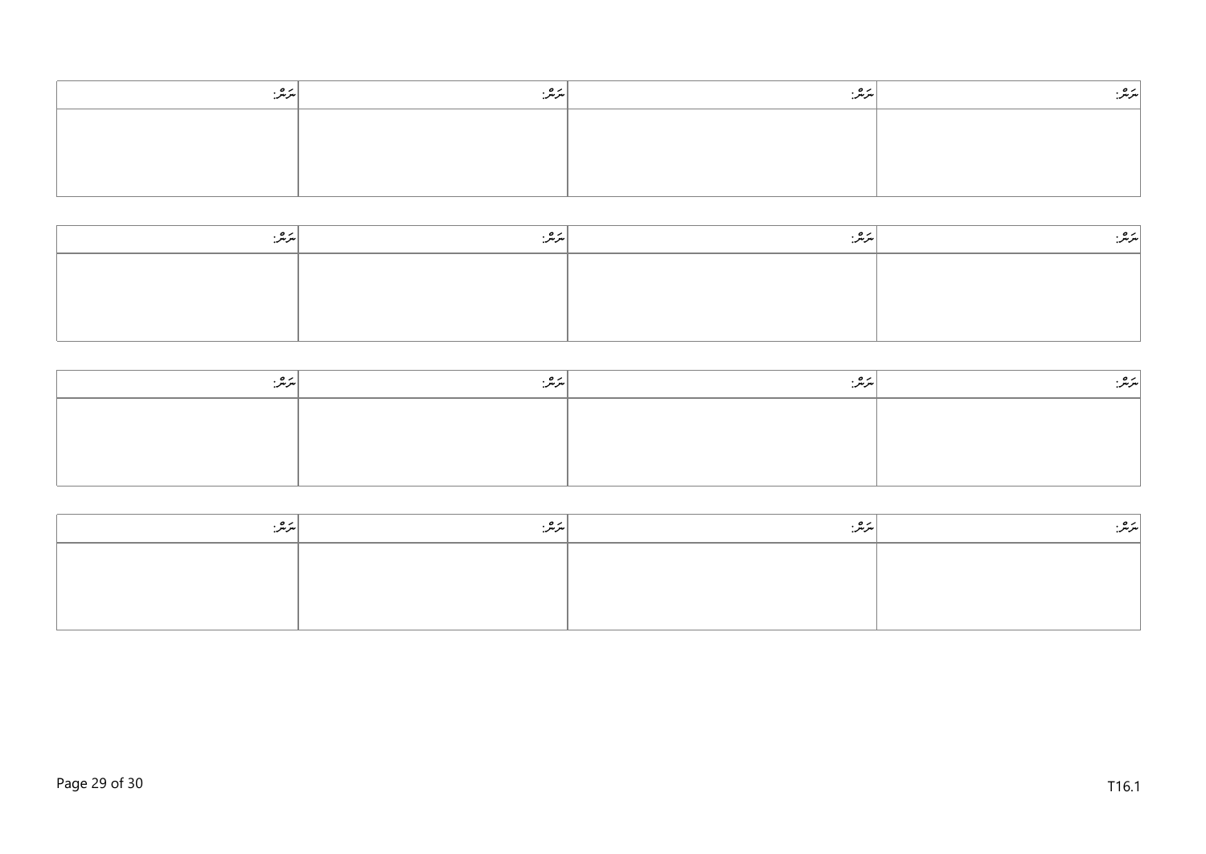| ނަރަދު: | ނަރަދު: | ނަރަދު: | ނަރަދު: |
| --- | --- | --- | --- |
| | | | |

| ނަރަދު: | ނަރަދު: | ނަރަދު: | ނަރަދު: |
| --- | --- | --- | --- |
| | | | |

| ނަރަދު: | ނަރަދު: | ނަރަދު: | ނަރަދު: |
| --- | --- | --- | --- |
| | | | |

| ނަރަދު: | ނަރަދު: | ނަރަދު: | ނަރަދު: |
| --- | --- | --- | --- |
| | | | |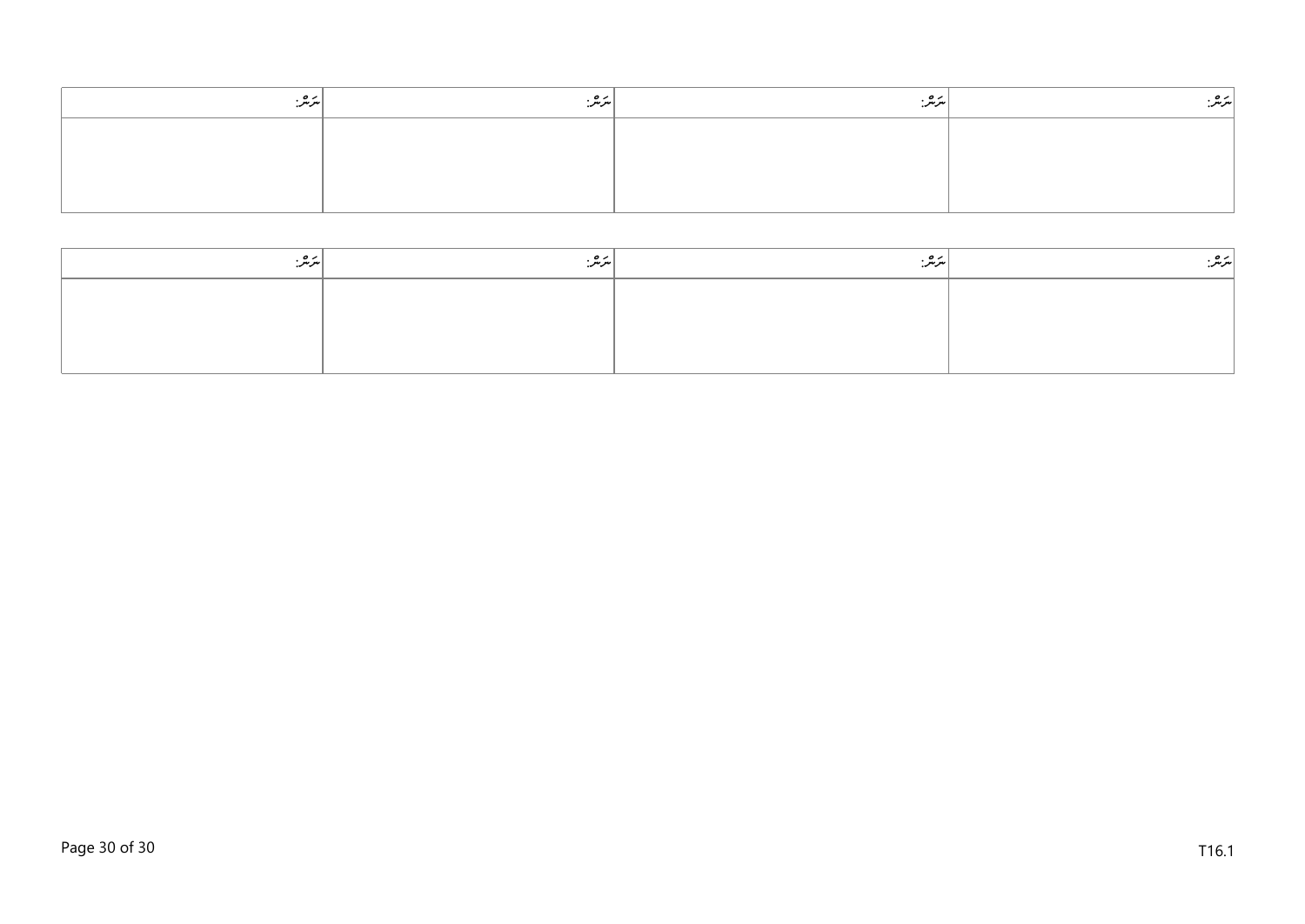| ނަރަ: | ނަރަ: | ނަރަ: | ނަރަ: |
| --- | --- | --- | --- |
| | | | |

| ނަރަ: | ނަރަ: | ނަރަ: | ނަރަ: |
| --- | --- | --- | --- |
| | | | |

T16.1